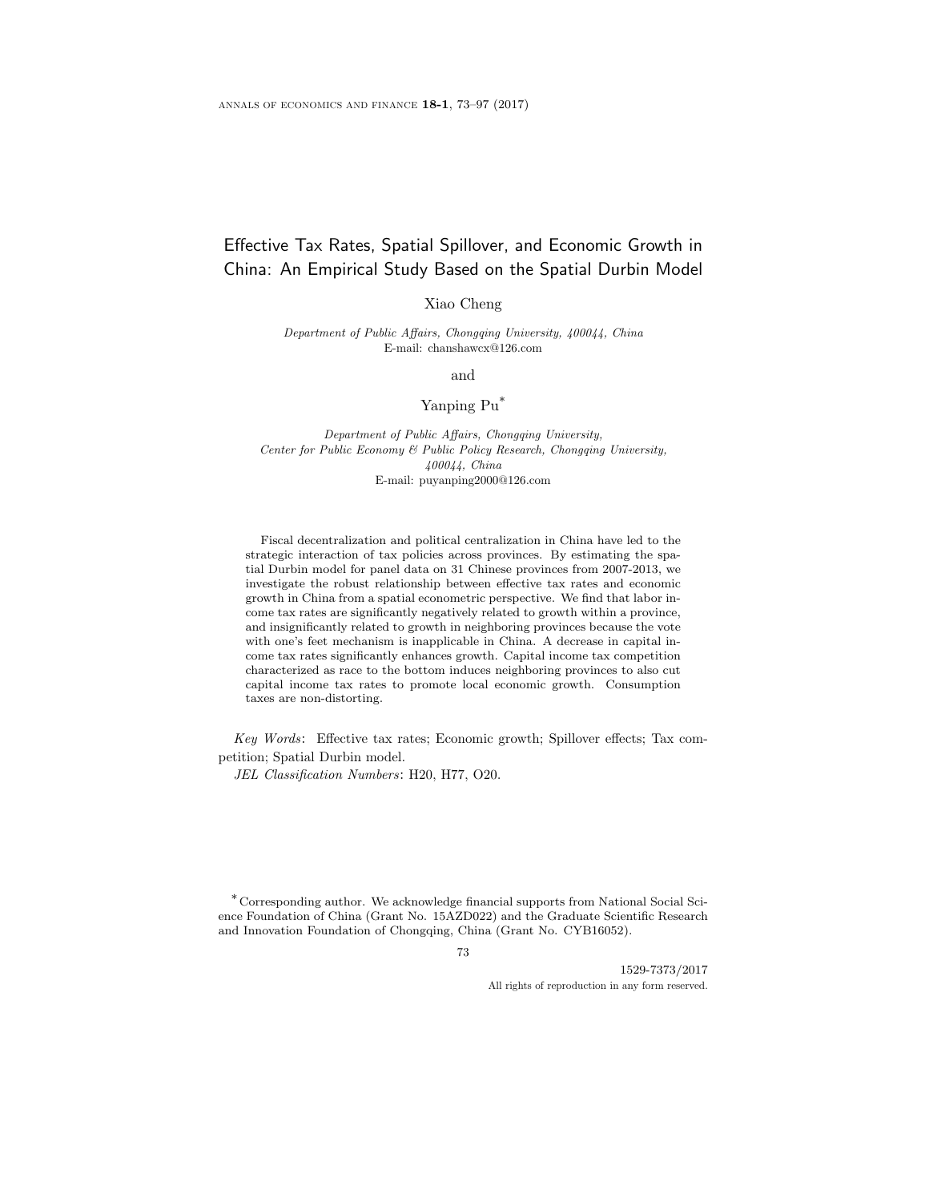# Effective Tax Rates, Spatial Spillover, and Economic Growth in China: An Empirical Study Based on the Spatial Durbin Model

Xiao Cheng

*Department of Public Affairs, Chongqing University, 400044, China*
E-mail: chanshawcx@126.com

and

Yanping Pu*

*Department of Public Affairs, Chongqing University,*
*Center for Public Economy & Public Policy Research, Chongqing University,*
*400044, China*
E-mail: puyanping2000@126.com

Fiscal decentralization and political centralization in China have led to the strategic interaction of tax policies across provinces. By estimating the spatial Durbin model for panel data on 31 Chinese provinces from 2007-2013, we investigate the robust relationship between effective tax rates and economic growth in China from a spatial econometric perspective. We find that labor income tax rates are significantly negatively related to growth within a province, and insignificantly related to growth in neighboring provinces because the vote with one's feet mechanism is inapplicable in China. A decrease in capital income tax rates significantly enhances growth. Capital income tax competition characterized as race to the bottom induces neighboring provinces to also cut capital income tax rates to promote local economic growth. Consumption taxes are non-distorting.

*Key Words*: Effective tax rates; Economic growth; Spillover effects; Tax competition; Spatial Durbin model.

*JEL Classification Numbers*: H20, H77, O20.

* Corresponding author. We acknowledge financial supports from National Social Science Foundation of China (Grant No. 15AZD022) and the Graduate Scientific Research and Innovation Foundation of Chongqing, China (Grant No. CYB16052).

1529-7373/2017
All rights of reproduction in any form reserved.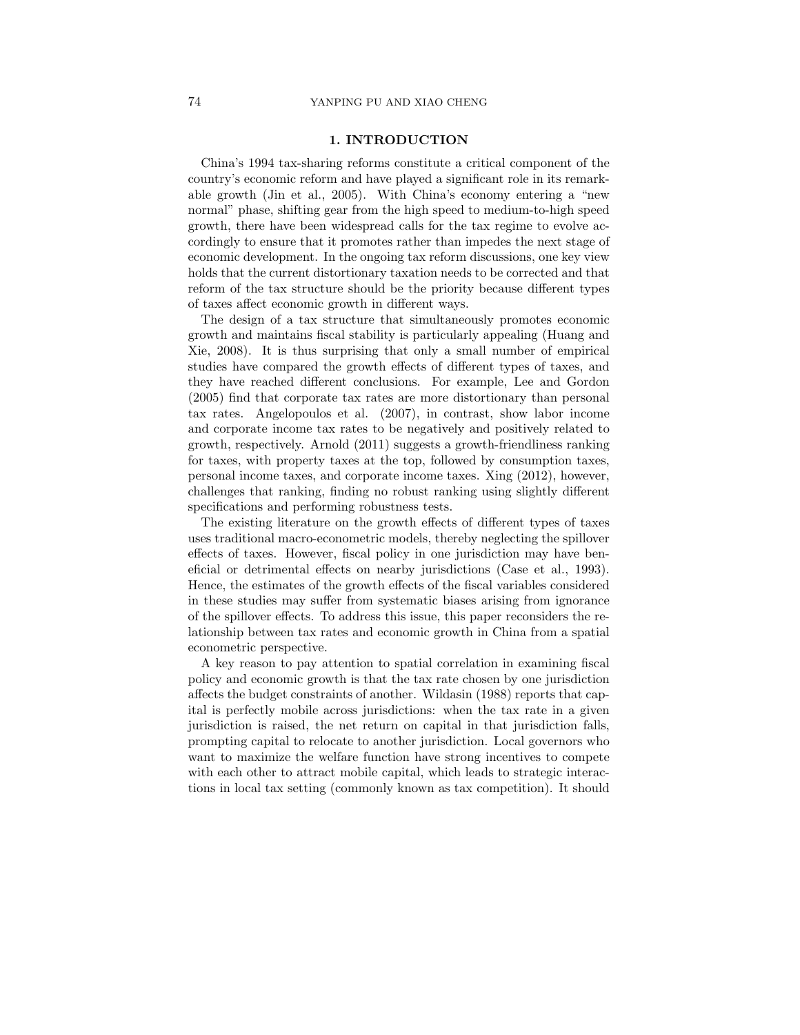## 1. INTRODUCTION

China's 1994 tax-sharing reforms constitute a critical component of the country's economic reform and have played a significant role in its remarkable growth (Jin et al., 2005). With China's economy entering a "new normal" phase, shifting gear from the high speed to medium-to-high speed growth, there have been widespread calls for the tax regime to evolve accordingly to ensure that it promotes rather than impedes the next stage of economic development. In the ongoing tax reform discussions, one key view holds that the current distortionary taxation needs to be corrected and that reform of the tax structure should be the priority because different types of taxes affect economic growth in different ways.

The design of a tax structure that simultaneously promotes economic growth and maintains fiscal stability is particularly appealing (Huang and Xie, 2008). It is thus surprising that only a small number of empirical studies have compared the growth effects of different types of taxes, and they have reached different conclusions. For example, Lee and Gordon (2005) find that corporate tax rates are more distortionary than personal tax rates. Angelopoulos et al. (2007), in contrast, show labor income and corporate income tax rates to be negatively and positively related to growth, respectively. Arnold (2011) suggests a growth-friendliness ranking for taxes, with property taxes at the top, followed by consumption taxes, personal income taxes, and corporate income taxes. Xing (2012), however, challenges that ranking, finding no robust ranking using slightly different specifications and performing robustness tests.

The existing literature on the growth effects of different types of taxes uses traditional macro-econometric models, thereby neglecting the spillover effects of taxes. However, fiscal policy in one jurisdiction may have beneficial or detrimental effects on nearby jurisdictions (Case et al., 1993). Hence, the estimates of the growth effects of the fiscal variables considered in these studies may suffer from systematic biases arising from ignorance of the spillover effects. To address this issue, this paper reconsiders the relationship between tax rates and economic growth in China from a spatial econometric perspective.

A key reason to pay attention to spatial correlation in examining fiscal policy and economic growth is that the tax rate chosen by one jurisdiction affects the budget constraints of another. Wildasin (1988) reports that capital is perfectly mobile across jurisdictions: when the tax rate in a given jurisdiction is raised, the net return on capital in that jurisdiction falls, prompting capital to relocate to another jurisdiction. Local governors who want to maximize the welfare function have strong incentives to compete with each other to attract mobile capital, which leads to strategic interactions in local tax setting (commonly known as tax competition). It should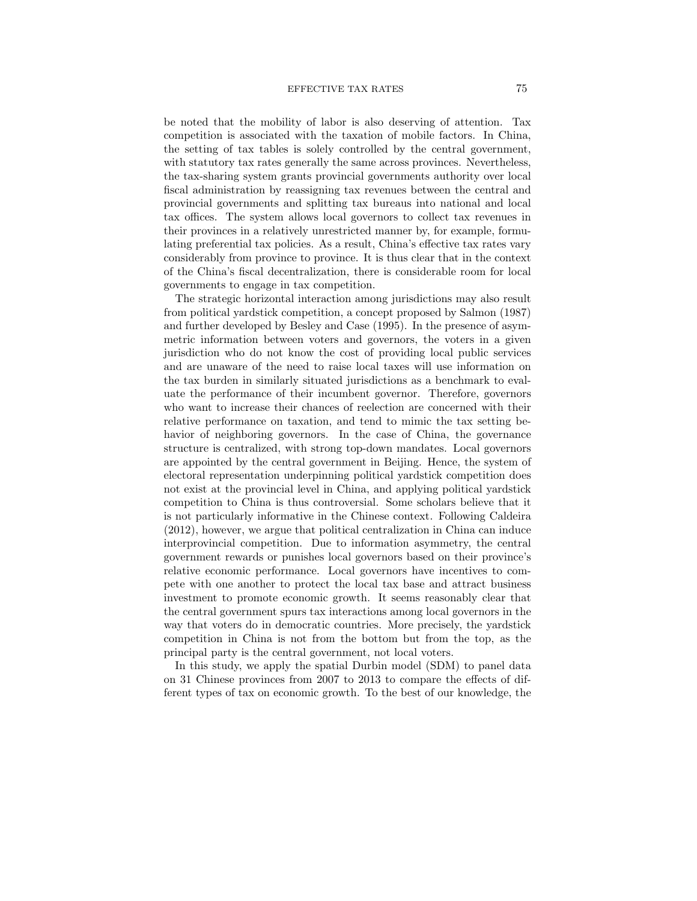be noted that the mobility of labor is also deserving of attention. Tax competition is associated with the taxation of mobile factors. In China, the setting of tax tables is solely controlled by the central government, with statutory tax rates generally the same across provinces. Nevertheless, the tax-sharing system grants provincial governments authority over local fiscal administration by reassigning tax revenues between the central and provincial governments and splitting tax bureaus into national and local tax offices. The system allows local governors to collect tax revenues in their provinces in a relatively unrestricted manner by, for example, formulating preferential tax policies. As a result, China's effective tax rates vary considerably from province to province. It is thus clear that in the context of the China's fiscal decentralization, there is considerable room for local governments to engage in tax competition.

The strategic horizontal interaction among jurisdictions may also result from political yardstick competition, a concept proposed by Salmon (1987) and further developed by Besley and Case (1995). In the presence of asymmetric information between voters and governors, the voters in a given jurisdiction who do not know the cost of providing local public services and are unaware of the need to raise local taxes will use information on the tax burden in similarly situated jurisdictions as a benchmark to evaluate the performance of their incumbent governor. Therefore, governors who want to increase their chances of reelection are concerned with their relative performance on taxation, and tend to mimic the tax setting behavior of neighboring governors. In the case of China, the governance structure is centralized, with strong top-down mandates. Local governors are appointed by the central government in Beijing. Hence, the system of electoral representation underpinning political yardstick competition does not exist at the provincial level in China, and applying political yardstick competition to China is thus controversial. Some scholars believe that it is not particularly informative in the Chinese context. Following Caldeira (2012), however, we argue that political centralization in China can induce interprovincial competition. Due to information asymmetry, the central government rewards or punishes local governors based on their province's relative economic performance. Local governors have incentives to compete with one another to protect the local tax base and attract business investment to promote economic growth. It seems reasonably clear that the central government spurs tax interactions among local governors in the way that voters do in democratic countries. More precisely, the yardstick competition in China is not from the bottom but from the top, as the principal party is the central government, not local voters.

In this study, we apply the spatial Durbin model (SDM) to panel data on 31 Chinese provinces from 2007 to 2013 to compare the effects of different types of tax on economic growth. To the best of our knowledge, the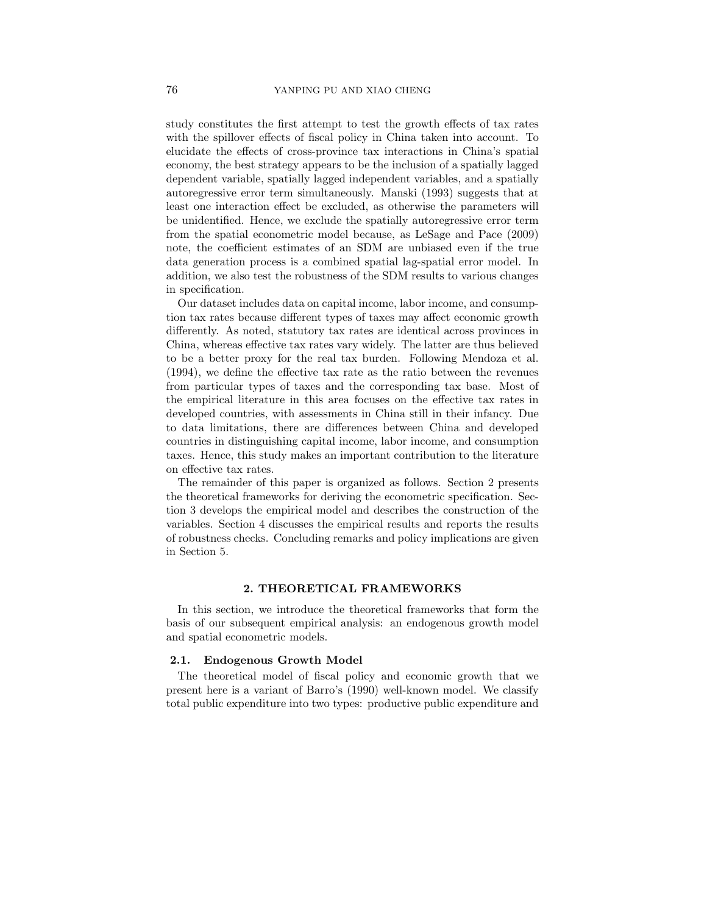study constitutes the first attempt to test the growth effects of tax rates with the spillover effects of fiscal policy in China taken into account. To elucidate the effects of cross-province tax interactions in China's spatial economy, the best strategy appears to be the inclusion of a spatially lagged dependent variable, spatially lagged independent variables, and a spatially autoregressive error term simultaneously. Manski (1993) suggests that at least one interaction effect be excluded, as otherwise the parameters will be unidentified. Hence, we exclude the spatially autoregressive error term from the spatial econometric model because, as LeSage and Pace (2009) note, the coefficient estimates of an SDM are unbiased even if the true data generation process is a combined spatial lag-spatial error model. In addition, we also test the robustness of the SDM results to various changes in specification.

Our dataset includes data on capital income, labor income, and consumption tax rates because different types of taxes may affect economic growth differently. As noted, statutory tax rates are identical across provinces in China, whereas effective tax rates vary widely. The latter are thus believed to be a better proxy for the real tax burden. Following Mendoza et al. (1994), we define the effective tax rate as the ratio between the revenues from particular types of taxes and the corresponding tax base. Most of the empirical literature in this area focuses on the effective tax rates in developed countries, with assessments in China still in their infancy. Due to data limitations, there are differences between China and developed countries in distinguishing capital income, labor income, and consumption taxes. Hence, this study makes an important contribution to the literature on effective tax rates.

The remainder of this paper is organized as follows. Section 2 presents the theoretical frameworks for deriving the econometric specification. Section 3 develops the empirical model and describes the construction of the variables. Section 4 discusses the empirical results and reports the results of robustness checks. Concluding remarks and policy implications are given in Section 5.

## 2. THEORETICAL FRAMEWORKS

In this section, we introduce the theoretical frameworks that form the basis of our subsequent empirical analysis: an endogenous growth model and spatial econometric models.

### 2.1. Endogenous Growth Model

The theoretical model of fiscal policy and economic growth that we present here is a variant of Barro's (1990) well-known model. We classify total public expenditure into two types: productive public expenditure and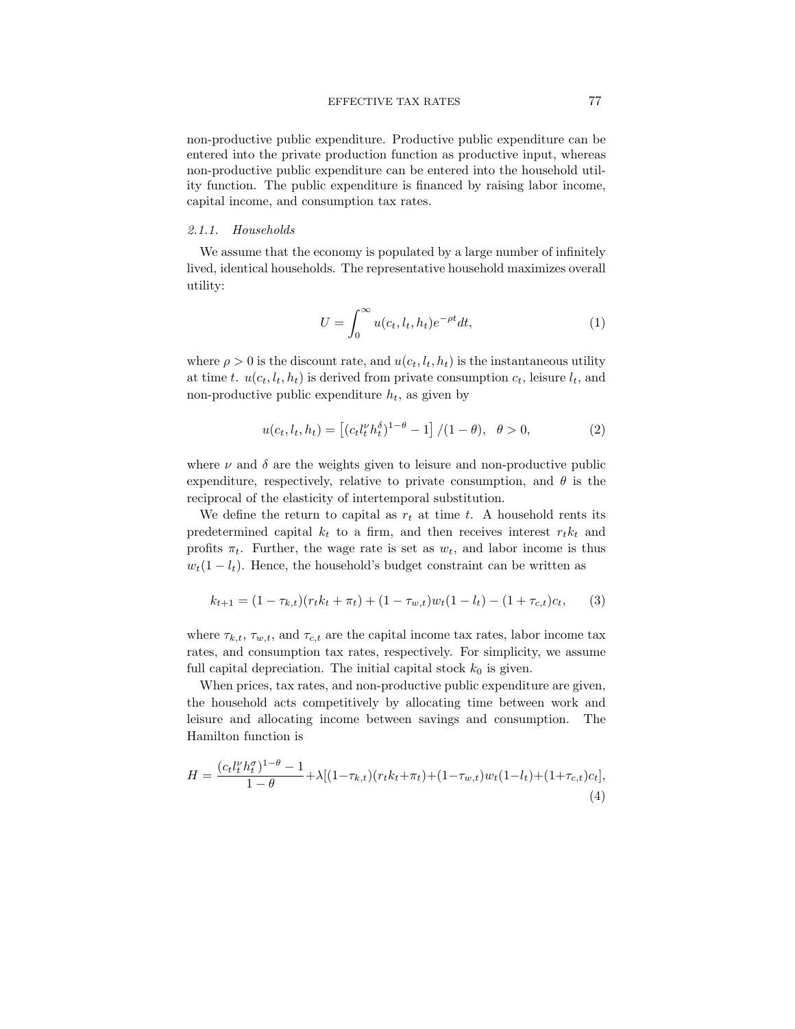non-productive public expenditure. Productive public expenditure can be entered into the private production function as productive input, whereas non-productive public expenditure can be entered into the household utility function. The public expenditure is financed by raising labor income, capital income, and consumption tax rates.

#### *2.1.1. Households*

We assume that the economy is populated by a large number of infinitely lived, identical households. The representative household maximizes overall utility:

$$U = \int_0^\infty u(c_t, l_t, h_t) e^{-\rho t} dt, \tag{1}$$

where $\rho > 0$ is the discount rate, and $u(c_t, l_t, h_t)$ is the instantaneous utility at time $t$. $u(c_t, l_t, h_t)$ is derived from private consumption $c_t$, leisure $l_t$, and non-productive public expenditure $h_t$, as given by

$$u(c_t, l_t, h_t) = \left[ (c_t l_t^\nu h_t^\delta)^{1-\theta} - 1 \right] / (1-\theta), \quad \theta > 0, \tag{2}$$

where $\nu$ and $\delta$ are the weights given to leisure and non-productive public expenditure, respectively, relative to private consumption, and $\theta$ is the reciprocal of the elasticity of intertemporal substitution.

We define the return to capital as $r_t$ at time $t$. A household rents its predetermined capital $k_t$ to a firm, and then receives interest $r_t k_t$ and profits $\pi_t$. Further, the wage rate is set as $w_t$, and labor income is thus $w_t(1 - l_t)$. Hence, the household's budget constraint can be written as

$$k_{t+1} = (1 - \tau_{k,t})(r_t k_t + \pi_t) + (1 - \tau_{w,t}) w_t (1 - l_t) - (1 + \tau_{c,t}) c_t, \tag{3}$$

where $\tau_{k,t}$, $\tau_{w,t}$, and $\tau_{c,t}$ are the capital income tax rates, labor income tax rates, and consumption tax rates, respectively. For simplicity, we assume full capital depreciation. The initial capital stock $k_0$ is given.

When prices, tax rates, and non-productive public expenditure are given, the household acts competitively by allocating time between work and leisure and allocating income between savings and consumption. The Hamilton function is

$$H = \frac{(c_t l_t^\nu h_t^\sigma)^{1-\theta} - 1}{1-\theta} + \lambda[(1-\tau_{k,t})(r_t k_t + \pi_t) + (1-\tau_{w,t}) w_t (1-l_t) + (1+\tau_{c,t}) c_t], \tag{4}$$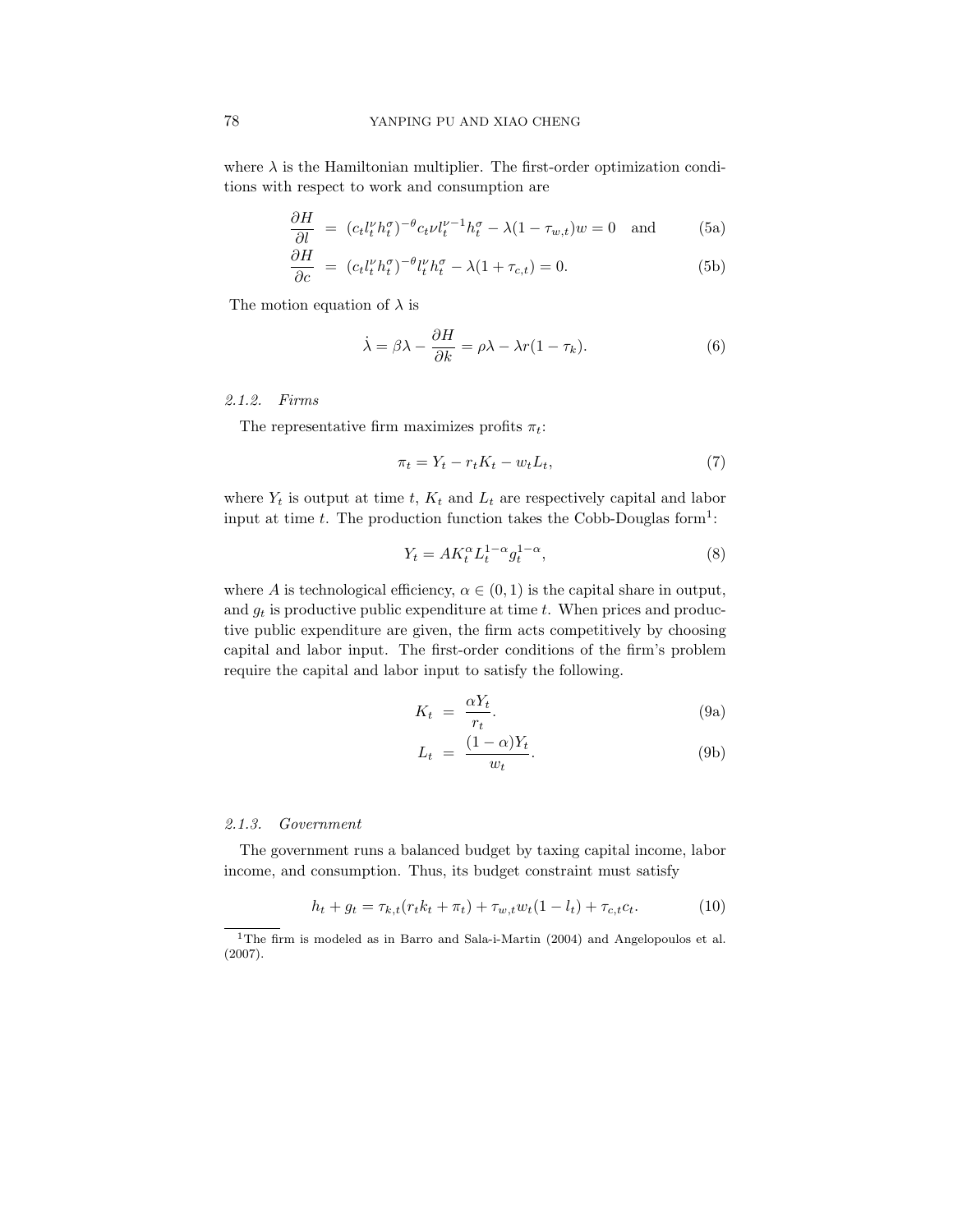where $\lambda$ is the Hamiltonian multiplier. The first-order optimization conditions with respect to work and consumption are

$$\frac{\partial H}{\partial l} = (c_t l_t^{\nu} h_t^{\sigma})^{-\theta} c_t \nu l_t^{\nu-1} h_t^{\sigma} - \lambda(1-\tau_{w,t})w = 0 \quad \text{and} \tag{5a}$$

$$\frac{\partial H}{\partial c} = (c_t l_t^{\nu} h_t^{\sigma})^{-\theta} l_t^{\nu} h_t^{\sigma} - \lambda(1+\tau_{c,t}) = 0. \tag{5b}$$

The motion equation of $\lambda$ is

$$\dot{\lambda} = \beta\lambda - \frac{\partial H}{\partial k} = \rho\lambda - \lambda r(1-\tau_k). \tag{6}$$

#### 2.1.2. *Firms*

The representative firm maximizes profits $\pi_t$:

$$\pi_t = Y_t - r_t K_t - w_t L_t, \tag{7}$$

where $Y_t$ is output at time $t$, $K_t$ and $L_t$ are respectively capital and labor input at time $t$. The production function takes the Cobb-Douglas form[1]:

$$Y_t = A K_t^{\alpha} L_t^{1-\alpha} g_t^{1-\alpha}, \tag{8}$$

where $A$ is technological efficiency, $\alpha \in (0,1)$ is the capital share in output, and $g_t$ is productive public expenditure at time $t$. When prices and productive public expenditure are given, the firm acts competitively by choosing capital and labor input. The first-order conditions of the firm's problem require the capital and labor input to satisfy the following.

$$K_t = \frac{\alpha Y_t}{r_t}. \tag{9a}$$

$$L_t = \frac{(1-\alpha)Y_t}{w_t}. \tag{9b}$$

#### 2.1.3. *Government*

The government runs a balanced budget by taxing capital income, labor income, and consumption. Thus, its budget constraint must satisfy

$$h_t + g_t = \tau_{k,t}(r_t k_t + \pi_t) + \tau_{w,t} w_t (1-l_t) + \tau_{c,t} c_t. \tag{10}$$

[1] The firm is modeled as in Barro and Sala-i-Martin (2004) and Angelopoulos et al. (2007).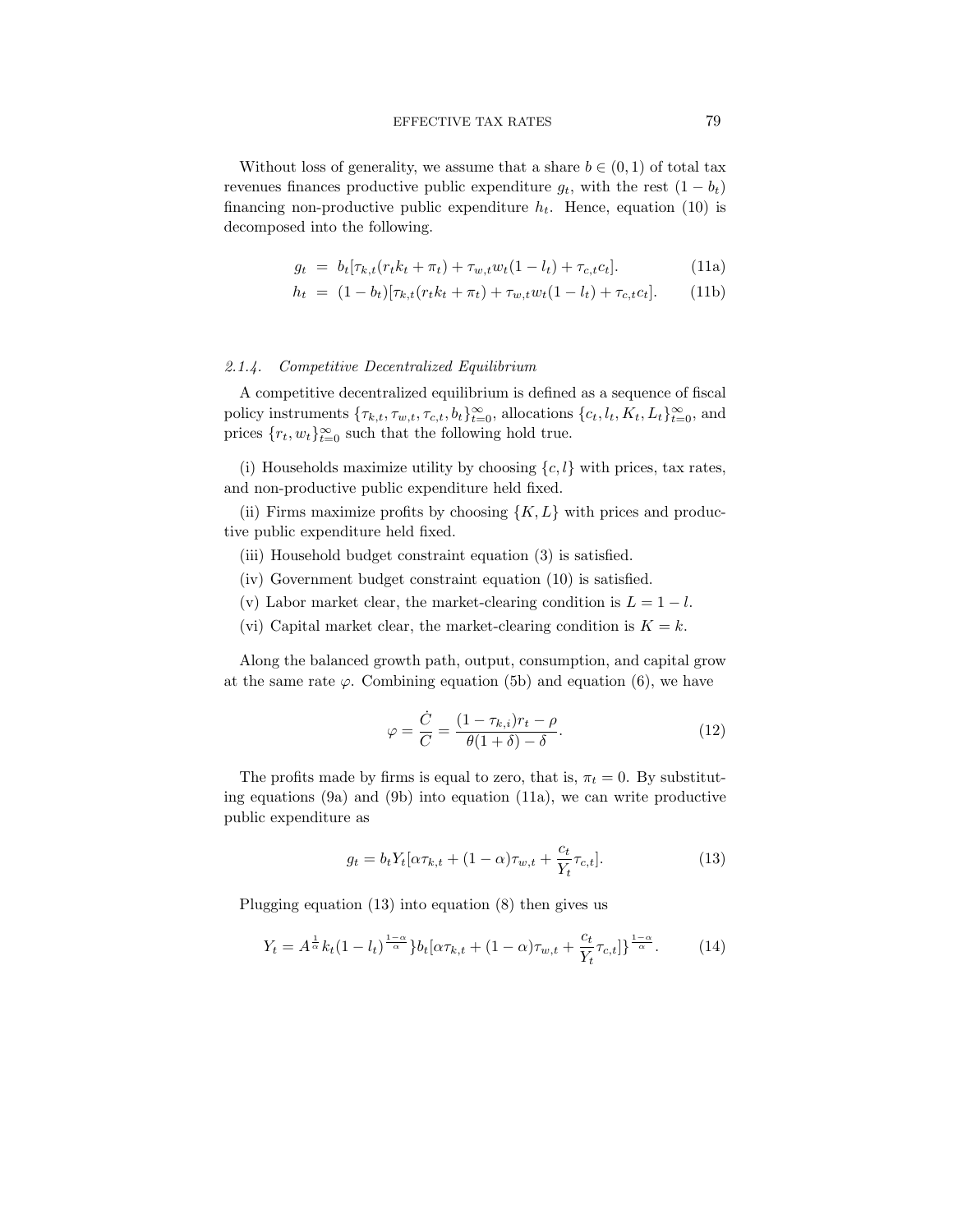Without loss of generality, we assume that a share $b \in (0, 1)$ of total tax revenues finances productive public expenditure $g_t$, with the rest $(1 - b_t)$ financing non-productive public expenditure $h_t$. Hence, equation (10) is decomposed into the following.

$$
\begin{aligned}
g_t &= b_t[\tau_{k,t}(r_t k_t + \pi_t) + \tau_{w,t} w_t (1 - l_t) + \tau_{c,t} c_t]. && \text{(11a)} \\
h_t &= (1 - b_t)[\tau_{k,t}(r_t k_t + \pi_t) + \tau_{w,t} w_t (1 - l_t) + \tau_{c,t} c_t]. && \text{(11b)}
\end{aligned}
$$

### *2.1.4. Competitive Decentralized Equilibrium*

A competitive decentralized equilibrium is defined as a sequence of fiscal policy instruments $\{\tau_{k,t}, \tau_{w,t}, \tau_{c,t}, b_t\}_{t=0}^{\infty}$, allocations $\{c_t, l_t, K_t, L_t\}_{t=0}^{\infty}$, and prices $\{r_t, w_t\}_{t=0}^{\infty}$ such that the following hold true.

(i) Households maximize utility by choosing $\{c, l\}$ with prices, tax rates, and non-productive public expenditure held fixed.

(ii) Firms maximize profits by choosing $\{K, L\}$ with prices and productive public expenditure held fixed.

(iii) Household budget constraint equation (3) is satisfied.

(iv) Government budget constraint equation (10) is satisfied.

(v) Labor market clear, the market-clearing condition is $L = 1 - l$.

(vi) Capital market clear, the market-clearing condition is $K = k$.

Along the balanced growth path, output, consumption, and capital grow at the same rate $\varphi$. Combining equation (5b) and equation (6), we have

$$
\varphi = \frac{\dot{C}}{C} = \frac{(1 - \tau_{k,i}) r_t - \rho}{\theta(1 + \delta) - \delta}. \tag{12}
$$

The profits made by firms is equal to zero, that is, $\pi_t = 0$. By substituting equations (9a) and (9b) into equation (11a), we can write productive public expenditure as

$$
g_t = b_t Y_t [\alpha \tau_{k,t} + (1 - \alpha) \tau_{w,t} + \frac{c_t}{Y_t} \tau_{c,t}]. \tag{13}
$$

Plugging equation (13) into equation (8) then gives us

$$
Y_t = A^{\frac{1}{\alpha}} k_t (1 - l_t)^{\frac{1-\alpha}{\alpha}} \} b_t [\alpha \tau_{k,t} + (1 - \alpha) \tau_{w,t} + \frac{c_t}{Y_t} \tau_{c,t}] \}^{\frac{1-\alpha}{\alpha}}. \tag{14}
$$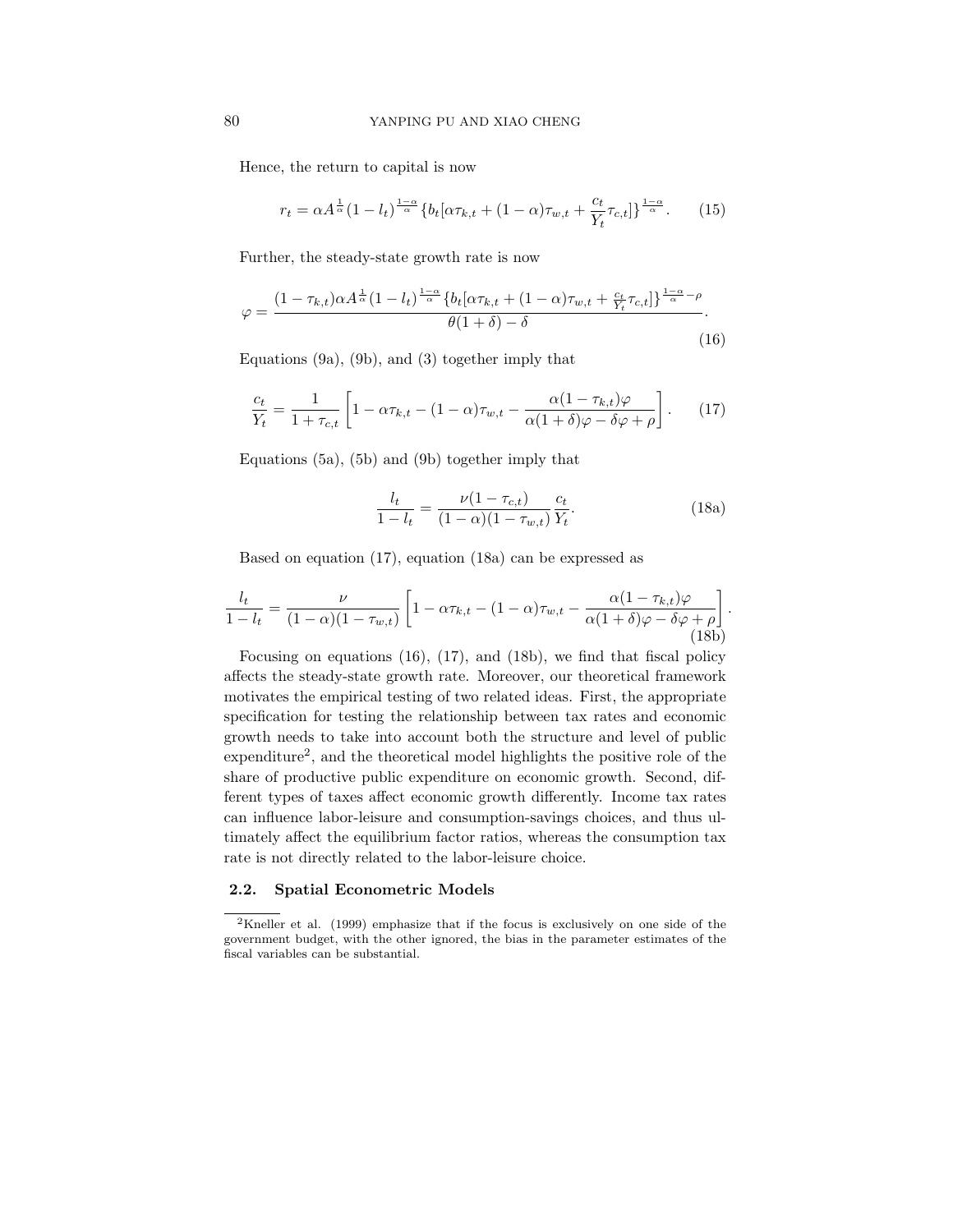Hence, the return to capital is now

$$r_t = \alpha A^{\frac{1}{\alpha}} (1 - l_t)^{\frac{1-\alpha}{\alpha}} \{b_t[\alpha \tau_{k,t} + (1-\alpha)\tau_{w,t} + \frac{c_t}{Y_t}\tau_{c,t}]\}^{\frac{1-\alpha}{\alpha}}. \quad (15)$$

Further, the steady-state growth rate is now

$$\varphi = \frac{(1-\tau_{k,t})\alpha A^{\frac{1}{\alpha}} (1-l_t)^{\frac{1-\alpha}{\alpha}} \{b_t[\alpha \tau_{k,t} + (1-\alpha)\tau_{w,t} + \frac{c_t}{Y_t}\tau_{c,t}]\}^{\frac{1-\alpha}{\alpha}} - \rho}{\theta(1+\delta) - \delta}. \quad (16)$$

Equations (9a), (9b), and (3) together imply that

$$\frac{c_t}{Y_t} = \frac{1}{1+\tau_{c,t}} \left[ 1 - \alpha \tau_{k,t} - (1-\alpha)\tau_{w,t} - \frac{\alpha(1-\tau_{k,t})\varphi}{\alpha(1+\delta)\varphi - \delta\varphi + \rho} \right]. \quad (17)$$

Equations (5a), (5b) and (9b) together imply that

$$\frac{l_t}{1-l_t} = \frac{\nu(1-\tau_{c,t})}{(1-\alpha)(1-\tau_{w,t})} \frac{c_t}{Y_t}. \quad (18a)$$

Based on equation (17), equation (18a) can be expressed as

$$\frac{l_t}{1-l_t} = \frac{\nu}{(1-\alpha)(1-\tau_{w,t})} \left[ 1 - \alpha \tau_{k,t} - (1-\alpha)\tau_{w,t} - \frac{\alpha(1-\tau_{k,t})\varphi}{\alpha(1+\delta)\varphi - \delta\varphi + \rho} \right]. \quad (18b)$$

Focusing on equations (16), (17), and (18b), we find that fiscal policy affects the steady-state growth rate. Moreover, our theoretical framework motivates the empirical testing of two related ideas. First, the appropriate specification for testing the relationship between tax rates and economic growth needs to take into account both the structure and level of public expenditure[2], and the theoretical model highlights the positive role of the share of productive public expenditure on economic growth. Second, different types of taxes affect economic growth differently. Income tax rates can influence labor-leisure and consumption-savings choices, and thus ultimately affect the equilibrium factor ratios, whereas the consumption tax rate is not directly related to the labor-leisure choice.

### 2.2. Spatial Econometric Models

[2] Kneller et al. (1999) emphasize that if the focus is exclusively on one side of the government budget, with the other ignored, the bias in the parameter estimates of the fiscal variables can be substantial.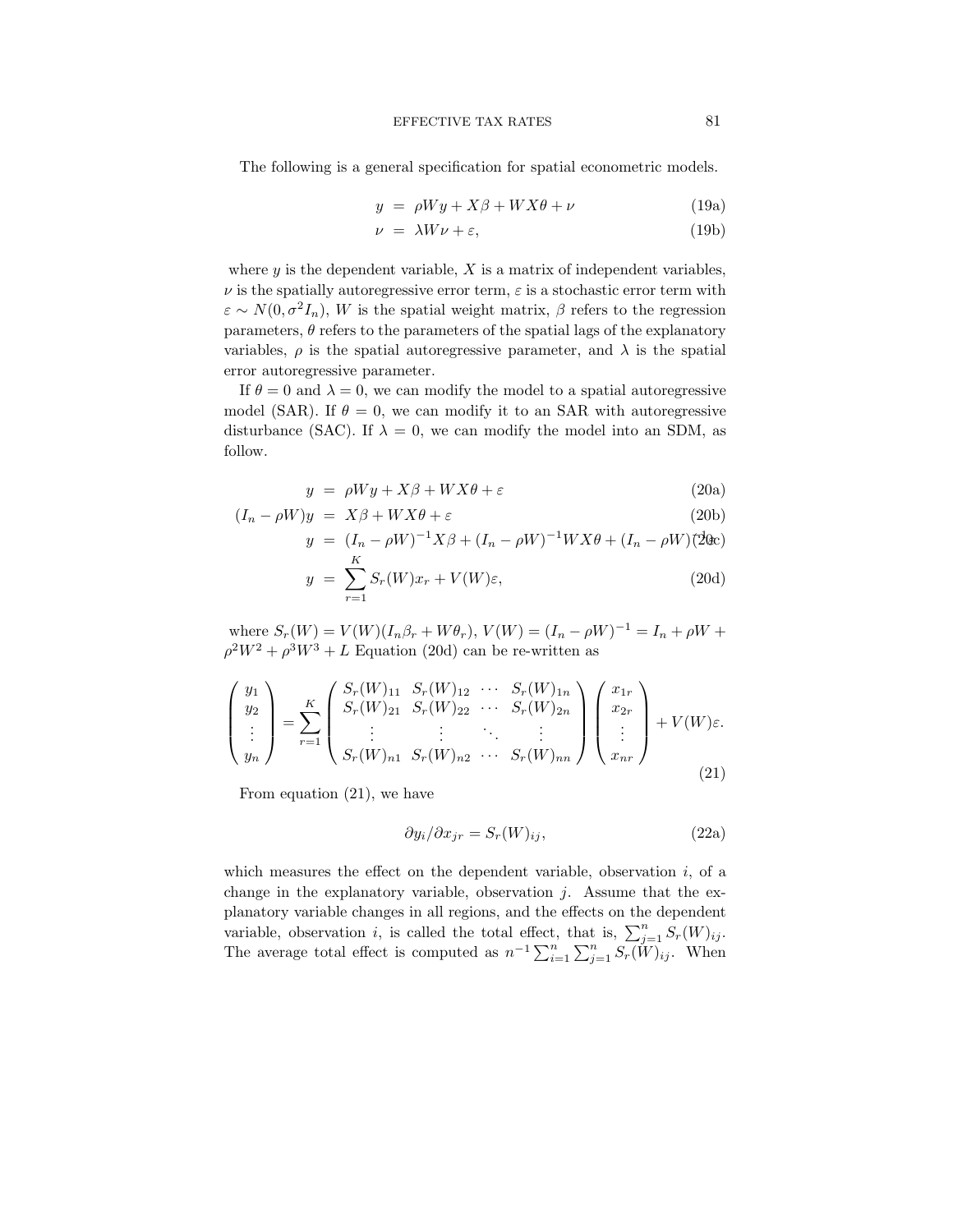The following is a general specification for spatial econometric models.

$$
\begin{aligned}
y &= \rho W y + X\beta + WX\theta + \nu && (19a)\\
\nu &= \lambda W \nu + \varepsilon, && (19b)
\end{aligned}
$$

where $y$ is the dependent variable, $X$ is a matrix of independent variables, $\nu$ is the spatially autoregressive error term, $\varepsilon$ is a stochastic error term with $\varepsilon \sim N(0, \sigma^2 I_n)$, $W$ is the spatial weight matrix, $\beta$ refers to the regression parameters, $\theta$ refers to the parameters of the spatial lags of the explanatory variables, $\rho$ is the spatial autoregressive parameter, and $\lambda$ is the spatial error autoregressive parameter.

If $\theta = 0$ and $\lambda = 0$, we can modify the model to a spatial autoregressive model (SAR). If $\theta = 0$, we can modify it to an SAR with autoregressive disturbance (SAC). If $\lambda = 0$, we can modify the model into an SDM, as follow.

$$
\begin{aligned}
y &= \rho W y + X\beta + WX\theta + \varepsilon && (20a)\\
(I_n - \rho W)y &= X\beta + WX\theta + \varepsilon && (20b)\\
y &= (I_n - \rho W)^{-1} X\beta + (I_n - \rho W)^{-1} WX\theta + (I_n - \rho W)^{-1}\varepsilon && (20c)\\
y &= \sum_{r=1}^{K} S_r(W) x_r + V(W)\varepsilon, && (20d)
\end{aligned}
$$

where $S_r(W) = V(W)(I_n \beta_r + W\theta_r)$, $V(W) = (I_n - \rho W)^{-1} = I_n + \rho W + \rho^2 W^2 + \rho^3 W^3 + L$ Equation (20d) can be re-written as

$$
\begin{pmatrix} y_1 \\ y_2 \\ \vdots \\ y_n \end{pmatrix} = \sum_{r=1}^{K} \begin{pmatrix} S_r(W)_{11} & S_r(W)_{12} & \cdots & S_r(W)_{1n} \\ S_r(W)_{21} & S_r(W)_{22} & \cdots & S_r(W)_{2n} \\ \vdots & \vdots & \ddots & \vdots \\ S_r(W)_{n1} & S_r(W)_{n2} & \cdots & S_r(W)_{nn} \end{pmatrix} \begin{pmatrix} x_{1r} \\ x_{2r} \\ \vdots \\ x_{nr} \end{pmatrix} + V(W)\varepsilon. \tag{21}
$$

From equation (21), we have

$$
\partial y_i / \partial x_{jr} = S_r(W)_{ij}, \tag{22a}
$$

which measures the effect on the dependent variable, observation $i$, of a change in the explanatory variable, observation $j$. Assume that the explanatory variable changes in all regions, and the effects on the dependent variable, observation $i$, is called the total effect, that is, $\sum_{j=1}^{n} S_r(W)_{ij}$. The average total effect is computed as $n^{-1} \sum_{i=1}^{n} \sum_{j=1}^{n} S_r(W)_{ij}$. When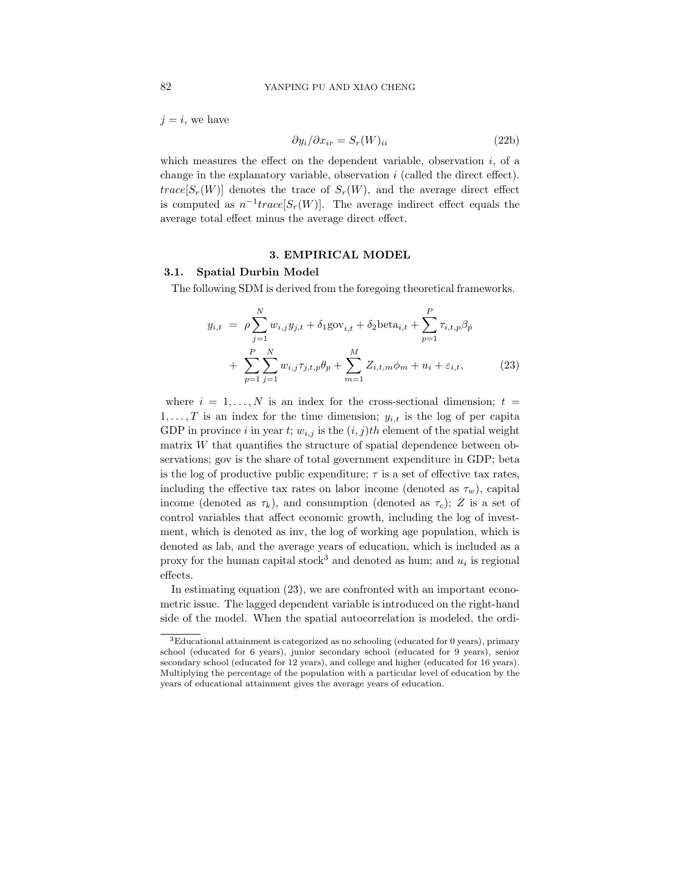$j = i$, we have

$$\partial y_i / \partial x_{ir} = S_r(W)_{ii} \tag{22b}$$

which measures the effect on the dependent variable, observation $i$, of a change in the explanatory variable, observation $i$ (called the direct effect). $trace[S_r(W)]$ denotes the trace of $S_r(W)$, and the average direct effect is computed as $n^{-1} trace[S_r(W)]$. The average indirect effect equals the average total effect minus the average direct effect.

## 3. EMPIRICAL MODEL

### 3.1. Spatial Durbin Model

The following SDM is derived from the foregoing theoretical frameworks.

$$\begin{aligned} y_{i,t} &= \rho \sum_{j=1}^{N} w_{i,j} y_{j,t} + \delta_1 \text{gov}_{i,t} + \delta_2 \text{beta}_{i,t} + \sum_{p=1}^{P} \tau_{i,t,p} \beta_p \\ &+ \sum_{p=1}^{P} \sum_{j=1}^{N} w_{i,j} \tau_{j,t,p} \theta_p + \sum_{m=1}^{M} Z_{i,t,m} \phi_m + u_i + \varepsilon_{i,t}, \end{aligned} \tag{23}$$

where $i = 1, \ldots, N$ is an index for the cross-sectional dimension; $t = 1, \ldots, T$ is an index for the time dimension; $y_{i,t}$ is the log of per capita GDP in province $i$ in year $t$; $w_{i,j}$ is the $(i,j)th$ element of the spatial weight matrix $W$ that quantifies the structure of spatial dependence between observations; gov is the share of total government expenditure in GDP; beta is the log of productive public expenditure; $\tau$ is a set of effective tax rates, including the effective tax rates on labor income (denoted as $\tau_w$), capital income (denoted as $\tau_k$), and consumption (denoted as $\tau_c$); $Z$ is a set of control variables that affect economic growth, including the log of investment, which is denoted as inv, the log of working age population, which is denoted as lab, and the average years of education, which is included as a proxy for the human capital stock[3] and denoted as hum; and $u_i$ is regional effects.

In estimating equation (23), we are confronted with an important econometric issue. The lagged dependent variable is introduced on the right-hand side of the model. When the spatial autocorrelation is modeled, the ordi-

[3]Educational attainment is categorized as no schooling (educated for 0 years), primary school (educated for 6 years), junior secondary school (educated for 9 years), senior secondary school (educated for 12 years), and college and higher (educated for 16 years). Multiplying the percentage of the population with a particular level of education by the years of educational attainment gives the average years of education.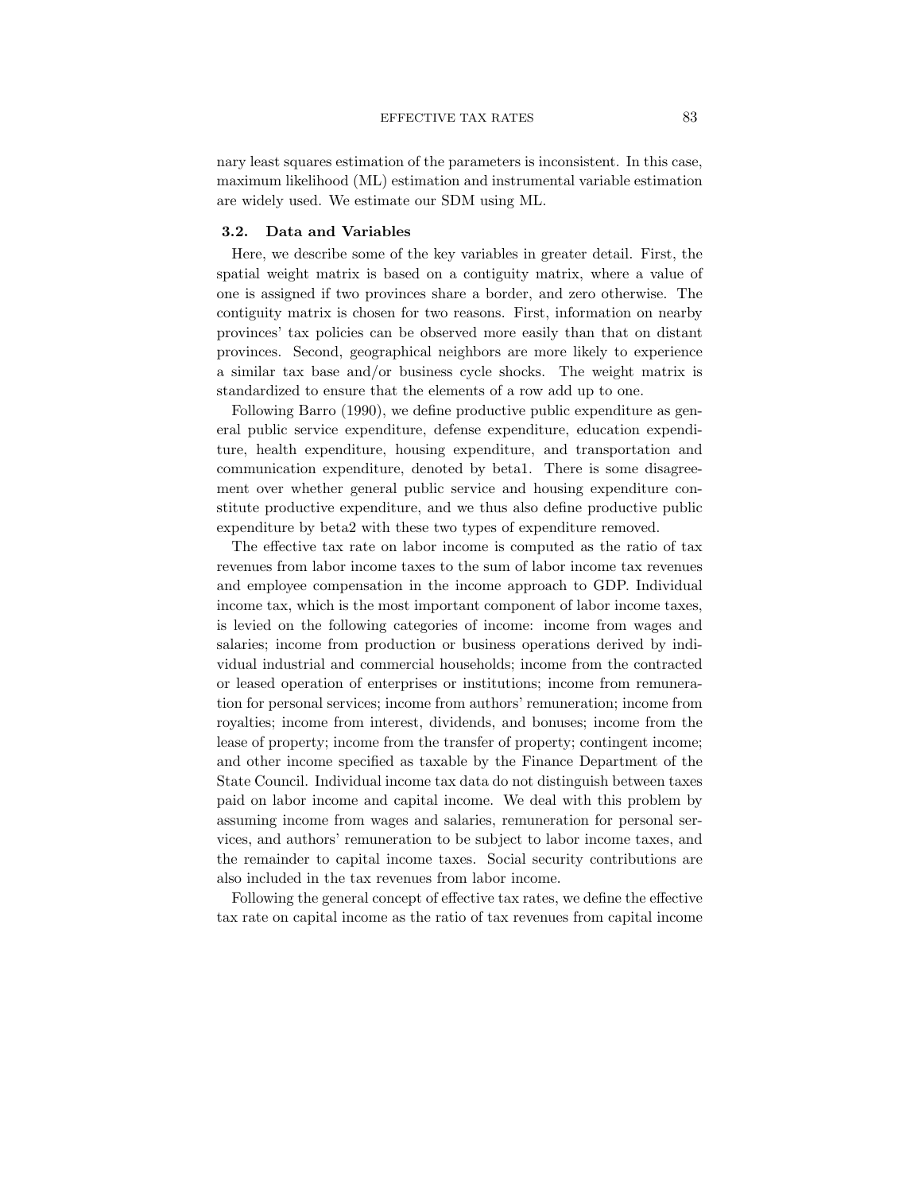nary least squares estimation of the parameters is inconsistent. In this case, maximum likelihood (ML) estimation and instrumental variable estimation are widely used. We estimate our SDM using ML.

### 3.2. Data and Variables

Here, we describe some of the key variables in greater detail. First, the spatial weight matrix is based on a contiguity matrix, where a value of one is assigned if two provinces share a border, and zero otherwise. The contiguity matrix is chosen for two reasons. First, information on nearby provinces' tax policies can be observed more easily than that on distant provinces. Second, geographical neighbors are more likely to experience a similar tax base and/or business cycle shocks. The weight matrix is standardized to ensure that the elements of a row add up to one.

Following Barro (1990), we define productive public expenditure as general public service expenditure, defense expenditure, education expenditure, health expenditure, housing expenditure, and transportation and communication expenditure, denoted by beta1. There is some disagreement over whether general public service and housing expenditure constitute productive expenditure, and we thus also define productive public expenditure by beta2 with these two types of expenditure removed.

The effective tax rate on labor income is computed as the ratio of tax revenues from labor income taxes to the sum of labor income tax revenues and employee compensation in the income approach to GDP. Individual income tax, which is the most important component of labor income taxes, is levied on the following categories of income: income from wages and salaries; income from production or business operations derived by individual industrial and commercial households; income from the contracted or leased operation of enterprises or institutions; income from remuneration for personal services; income from authors' remuneration; income from royalties; income from interest, dividends, and bonuses; income from the lease of property; income from the transfer of property; contingent income; and other income specified as taxable by the Finance Department of the State Council. Individual income tax data do not distinguish between taxes paid on labor income and capital income. We deal with this problem by assuming income from wages and salaries, remuneration for personal services, and authors' remuneration to be subject to labor income taxes, and the remainder to capital income taxes. Social security contributions are also included in the tax revenues from labor income.

Following the general concept of effective tax rates, we define the effective tax rate on capital income as the ratio of tax revenues from capital income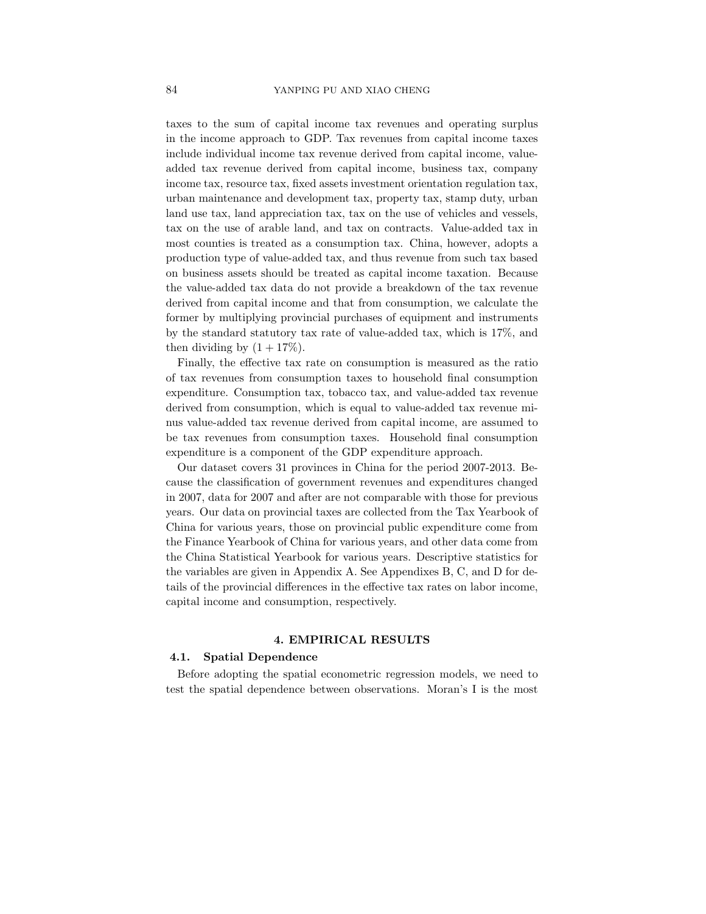taxes to the sum of capital income tax revenues and operating surplus in the income approach to GDP. Tax revenues from capital income taxes include individual income tax revenue derived from capital income, value-added tax revenue derived from capital income, business tax, company income tax, resource tax, fixed assets investment orientation regulation tax, urban maintenance and development tax, property tax, stamp duty, urban land use tax, land appreciation tax, tax on the use of vehicles and vessels, tax on the use of arable land, and tax on contracts. Value-added tax in most counties is treated as a consumption tax. China, however, adopts a production type of value-added tax, and thus revenue from such tax based on business assets should be treated as capital income taxation. Because the value-added tax data do not provide a breakdown of the tax revenue derived from capital income and that from consumption, we calculate the former by multiplying provincial purchases of equipment and instruments by the standard statutory tax rate of value-added tax, which is 17%, and then dividing by $(1 + 17\%)$.

Finally, the effective tax rate on consumption is measured as the ratio of tax revenues from consumption taxes to household final consumption expenditure. Consumption tax, tobacco tax, and value-added tax revenue derived from consumption, which is equal to value-added tax revenue minus value-added tax revenue derived from capital income, are assumed to be tax revenues from consumption taxes. Household final consumption expenditure is a component of the GDP expenditure approach.

Our dataset covers 31 provinces in China for the period 2007-2013. Because the classification of government revenues and expenditures changed in 2007, data for 2007 and after are not comparable with those for previous years. Our data on provincial taxes are collected from the Tax Yearbook of China for various years, those on provincial public expenditure come from the Finance Yearbook of China for various years, and other data come from the China Statistical Yearbook for various years. Descriptive statistics for the variables are given in Appendix A. See Appendixes B, C, and D for details of the provincial differences in the effective tax rates on labor income, capital income and consumption, respectively.

## 4. EMPIRICAL RESULTS

### 4.1. Spatial Dependence

Before adopting the spatial econometric regression models, we need to test the spatial dependence between observations. Moran's I is the most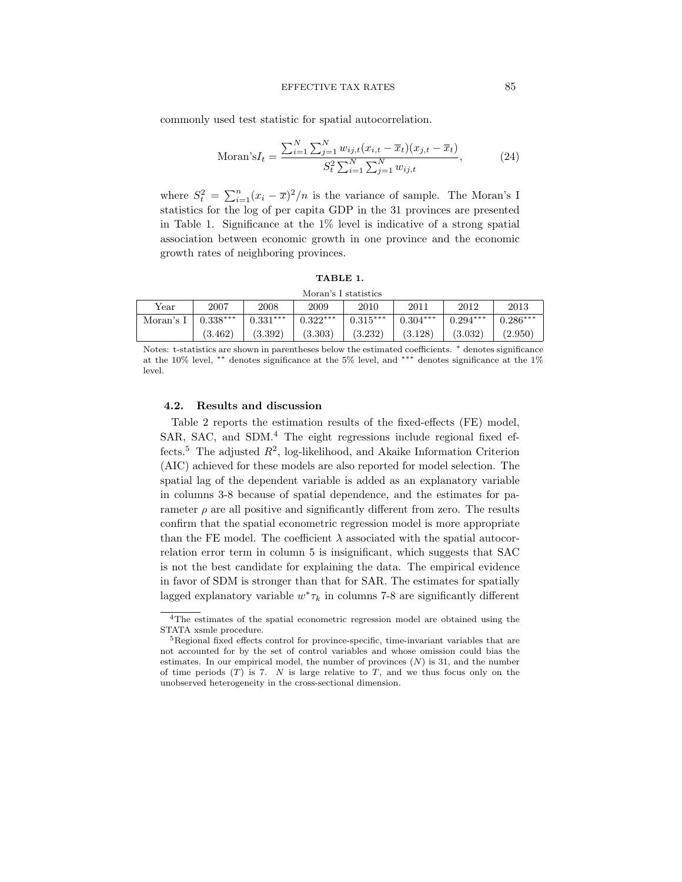commonly used test statistic for spatial autocorrelation.

$$\text{Moran's}I_t = \frac{\sum_{i=1}^{N}\sum_{j=1}^{N} w_{ij,t}(x_{i,t} - \overline{x}_t)(x_{j,t} - \overline{x}_t)}{S_t^2 \sum_{i=1}^{N}\sum_{j=1}^{N} w_{ij,t}}, \tag{24}$$

where $S_t^2 = \sum_{i=1}^{n}(x_i - \overline{x})^2/n$ is the variance of sample. The Moran's I statistics for the log of per capita GDP in the 31 provinces are presented in Table 1. Significance at the 1% level is indicative of a strong spatial association between economic growth in one province and the economic growth rates of neighboring provinces.

**TABLE 1.**

Moran's I statistics

| Year | 2007 | 2008 | 2009 | 2010 | 2011 | 2012 | 2013 |
|---|---|---|---|---|---|---|---|
| Moran's I | 0.338*** | 0.331*** | 0.322*** | 0.315*** | 0.304*** | 0.294*** | 0.286*** |
| | (3.462) | (3.392) | (3.303) | (3.232) | (3.128) | (3.032) | (2.950) |

Notes: t-statistics are shown in parentheses below the estimated coefficients. * denotes significance at the 10% level, ** denotes significance at the 5% level, and *** denotes significance at the 1% level.

### 4.2. Results and discussion

Table 2 reports the estimation results of the fixed-effects (FE) model, SAR, SAC, and SDM.[4] The eight regressions include regional fixed effects.[5] The adjusted $R^2$, log-likelihood, and Akaike Information Criterion (AIC) achieved for these models are also reported for model selection. The spatial lag of the dependent variable is added as an explanatory variable in columns 3-8 because of spatial dependence, and the estimates for parameter $\rho$ are all positive and significantly different from zero. The results confirm that the spatial econometric regression model is more appropriate than the FE model. The coefficient $\lambda$ associated with the spatial autocorrelation error term in column 5 is insignificant, which suggests that SAC is not the best candidate for explaining the data. The empirical evidence in favor of SDM is stronger than that for SAR. The estimates for spatially lagged explanatory variable $w^*\tau_k$ in columns 7-8 are significantly different

[4]The estimates of the spatial econometric regression model are obtained using the STATA xsmle procedure.

[5]Regional fixed effects control for province-specific, time-invariant variables that are not accounted for by the set of control variables and whose omission could bias the estimates. In our empirical model, the number of provinces ($N$) is 31, and the number of time periods ($T$) is 7. $N$ is large relative to $T$, and we thus focus only on the unobserved heterogeneity in the cross-sectional dimension.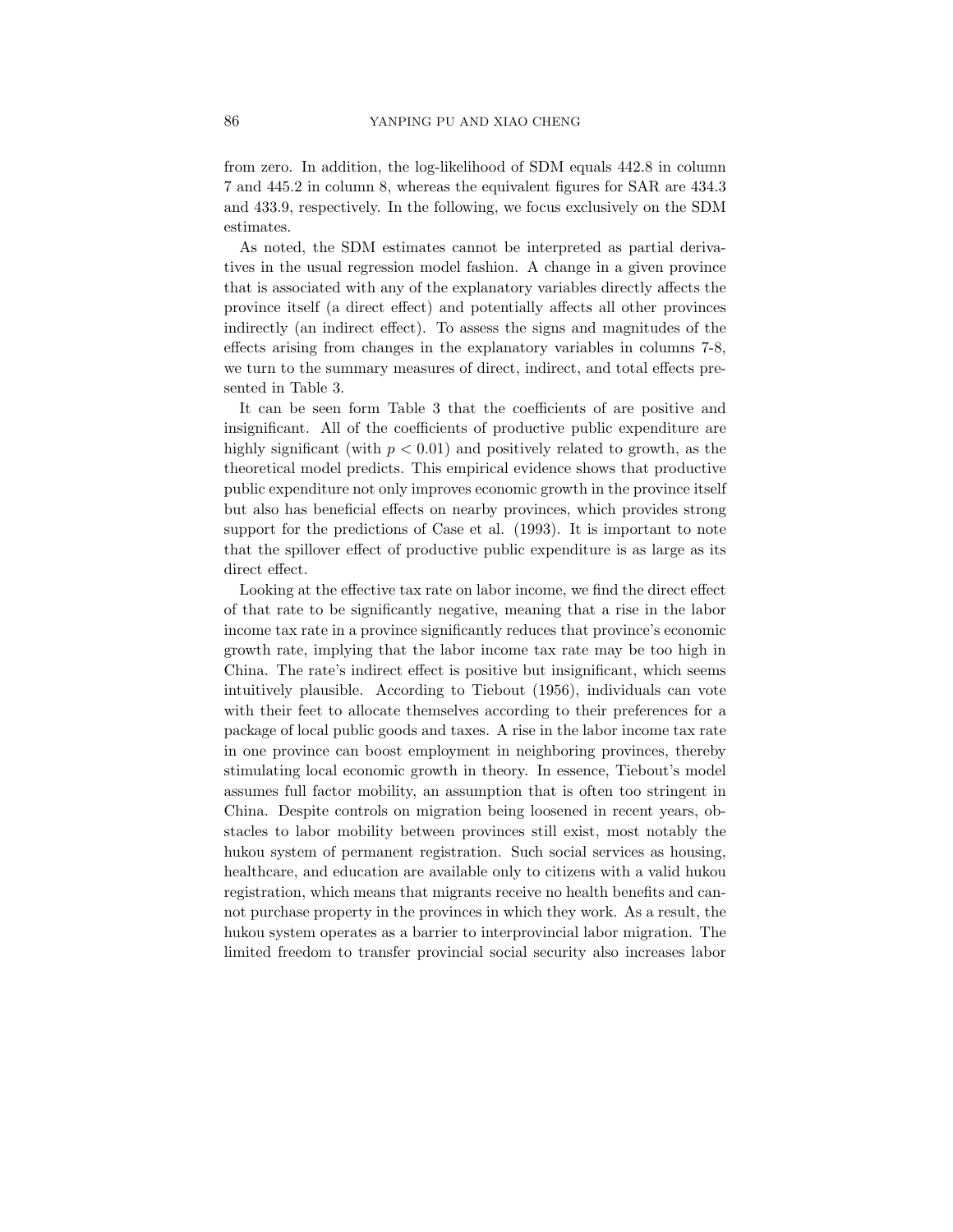from zero. In addition, the log-likelihood of SDM equals 442.8 in column 7 and 445.2 in column 8, whereas the equivalent figures for SAR are 434.3 and 433.9, respectively. In the following, we focus exclusively on the SDM estimates.

As noted, the SDM estimates cannot be interpreted as partial derivatives in the usual regression model fashion. A change in a given province that is associated with any of the explanatory variables directly affects the province itself (a direct effect) and potentially affects all other provinces indirectly (an indirect effect). To assess the signs and magnitudes of the effects arising from changes in the explanatory variables in columns 7-8, we turn to the summary measures of direct, indirect, and total effects presented in Table 3.

It can be seen form Table 3 that the coefficients of are positive and insignificant. All of the coefficients of productive public expenditure are highly significant (with $p < 0.01$) and positively related to growth, as the theoretical model predicts. This empirical evidence shows that productive public expenditure not only improves economic growth in the province itself but also has beneficial effects on nearby provinces, which provides strong support for the predictions of Case et al. (1993). It is important to note that the spillover effect of productive public expenditure is as large as its direct effect.

Looking at the effective tax rate on labor income, we find the direct effect of that rate to be significantly negative, meaning that a rise in the labor income tax rate in a province significantly reduces that province's economic growth rate, implying that the labor income tax rate may be too high in China. The rate's indirect effect is positive but insignificant, which seems intuitively plausible. According to Tiebout (1956), individuals can vote with their feet to allocate themselves according to their preferences for a package of local public goods and taxes. A rise in the labor income tax rate in one province can boost employment in neighboring provinces, thereby stimulating local economic growth in theory. In essence, Tiebout's model assumes full factor mobility, an assumption that is often too stringent in China. Despite controls on migration being loosened in recent years, obstacles to labor mobility between provinces still exist, most notably the hukou system of permanent registration. Such social services as housing, healthcare, and education are available only to citizens with a valid hukou registration, which means that migrants receive no health benefits and cannot purchase property in the provinces in which they work. As a result, the hukou system operates as a barrier to interprovincial labor migration. The limited freedom to transfer provincial social security also increases labor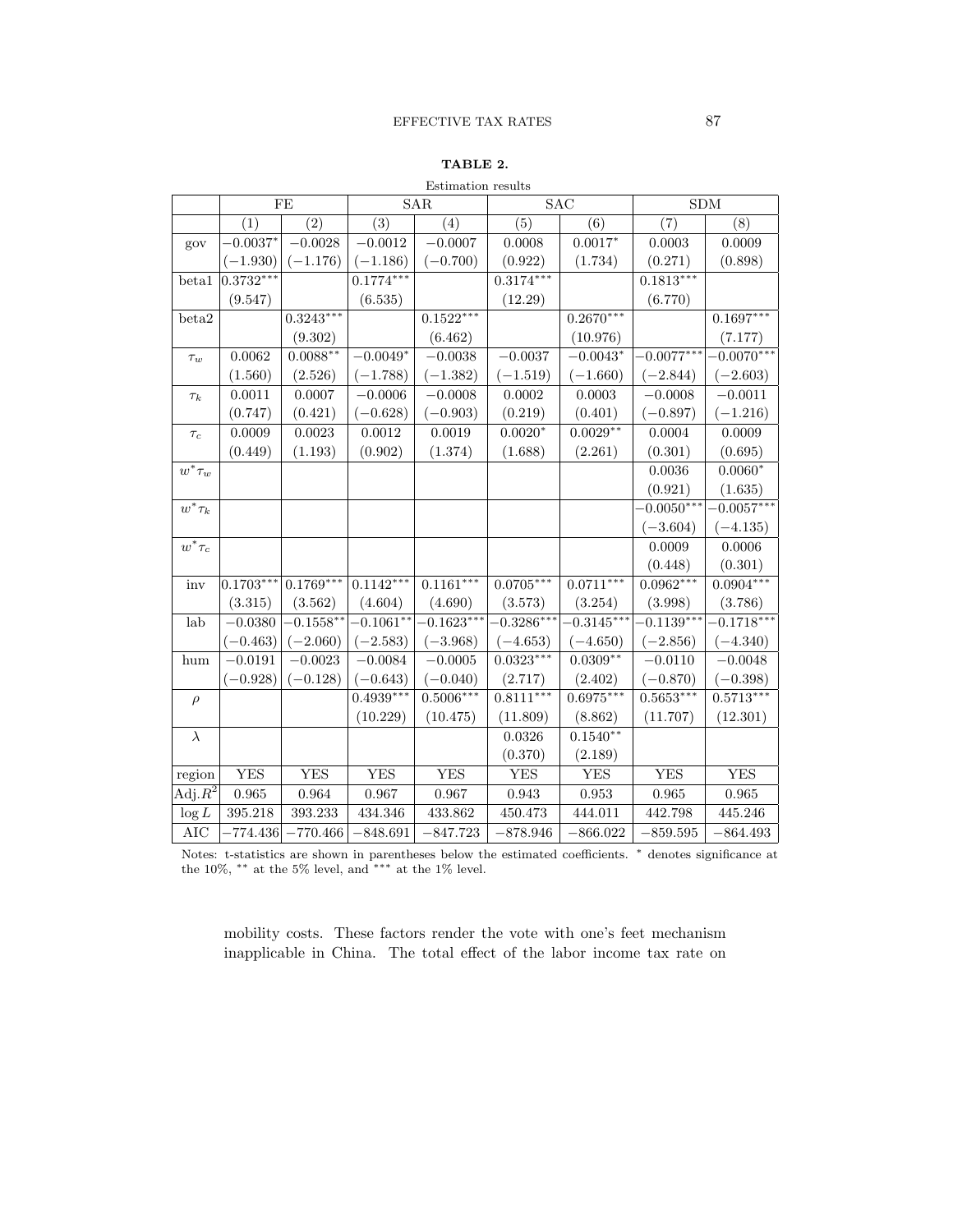**TABLE 2.**

Estimation results

| | FE | | SAR | | SAC | | SDM | |
|---|---|---|---|---|---|---|---|---|
| | (1) | (2) | (3) | (4) | (5) | (6) | (7) | (8) |
| gov | $-0.0037^{*}$ | $-0.0028$ | $-0.0012$ | $-0.0007$ | 0.0008 | $0.0017^{*}$ | 0.0003 | 0.0009 |
| | $(-1.930)$ | $(-1.176)$ | $(-1.186)$ | $(-0.700)$ | (0.922) | (1.734) | (0.271) | (0.898) |
| beta1 | $0.3732^{***}$ | | $0.1774^{***}$ | | $0.3174^{***}$ | | $0.1813^{***}$ | |
| | (9.547) | | (6.535) | | (12.29) | | (6.770) | |
| beta2 | | $0.3243^{***}$ | | $0.1522^{***}$ | | $0.2670^{***}$ | | $0.1697^{***}$ |
| | | (9.302) | | (6.462) | | (10.976) | | (7.177) |
| $\tau_w$ | 0.0062 | $0.0088^{**}$ | $-0.0049^{*}$ | $-0.0038$ | $-0.0037$ | $-0.0043^{*}$ | $-0.0077^{***}$ | $-0.0070^{***}$ |
| | (1.560) | (2.526) | $(-1.788)$ | $(-1.382)$ | $(-1.519)$ | $(-1.660)$ | $(-2.844)$ | $(-2.603)$ |
| $\tau_k$ | 0.0011 | 0.0007 | $-0.0006$ | $-0.0008$ | 0.0002 | 0.0003 | $-0.0008$ | $-0.0011$ |
| | (0.747) | (0.421) | $(-0.628)$ | $(-0.903)$ | (0.219) | (0.401) | $(-0.897)$ | $(-1.216)$ |
| $\tau_c$ | 0.0009 | 0.0023 | 0.0012 | 0.0019 | $0.0020^{*}$ | $0.0029^{**}$ | 0.0004 | 0.0009 |
| | (0.449) | (1.193) | (0.902) | (1.374) | (1.688) | (2.261) | (0.301) | (0.695) |
| $w^{*}\tau_w$ | | | | | | | 0.0036 | $0.0060^{*}$ |
| | | | | | | | (0.921) | (1.635) |
| $w^{*}\tau_k$ | | | | | | | $-0.0050^{***}$ | $-0.0057^{***}$ |
| | | | | | | | $(-3.604)$ | $(-4.135)$ |
| $w^{*}\tau_c$ | | | | | | | 0.0009 | 0.0006 |
| | | | | | | | (0.448) | (0.301) |
| inv | $0.1703^{***}$ | $0.1769^{***}$ | $0.1142^{***}$ | $0.1161^{***}$ | $0.0705^{***}$ | $0.0711^{***}$ | $0.0962^{***}$ | $0.0904^{***}$ |
| | (3.315) | (3.562) | (4.604) | (4.690) | (3.573) | (3.254) | (3.998) | (3.786) |
| lab | $-0.0380$ | $-0.1558^{**}$ | $-0.1061^{**}$ | $-0.1623^{***}$ | $-0.3286^{***}$ | $-0.3145^{***}$ | $-0.1139^{***}$ | $-0.1718^{***}$ |
| | $(-0.463)$ | $(-2.060)$ | $(-2.583)$ | $(-3.968)$ | $(-4.653)$ | $(-4.650)$ | $(-2.856)$ | $(-4.340)$ |
| hum | $-0.0191$ | $-0.0023$ | $-0.0084$ | $-0.0005$ | $0.0323^{***}$ | $0.0309^{**}$ | $-0.0110$ | $-0.0048$ |
| | $(-0.928)$ | $(-0.128)$ | $(-0.643)$ | $(-0.040)$ | (2.717) | (2.402) | $(-0.870)$ | $(-0.398)$ |
| $\rho$ | | | $0.4939^{***}$ | $0.5006^{***}$ | $0.8111^{***}$ | $0.6975^{***}$ | $0.5653^{***}$ | $0.5713^{***}$ |
| | | | (10.229) | (10.475) | (11.809) | (8.862) | (11.707) | (12.301) |
| $\lambda$ | | | | | 0.0326 | $0.1540^{**}$ | | |
| | | | | | (0.370) | (2.189) | | |
| region | YES | YES | YES | YES | YES | YES | YES | YES |
| Adj.$R^2$ | 0.965 | 0.964 | 0.967 | 0.967 | 0.943 | 0.953 | 0.965 | 0.965 |
| $\log L$ | 395.218 | 393.233 | 434.346 | 433.862 | 450.473 | 444.011 | 442.798 | 445.246 |
| AIC | $-774.436$ | $-770.466$ | $-848.691$ | $-847.723$ | $-878.946$ | $-866.022$ | $-859.595$ | $-864.493$ |

Notes: t-statistics are shown in parentheses below the estimated coefficients. * denotes significance at the 10%, ** at the 5% level, and *** at the 1% level.

mobility costs. These factors render the vote with one's feet mechanism inapplicable in China. The total effect of the labor income tax rate on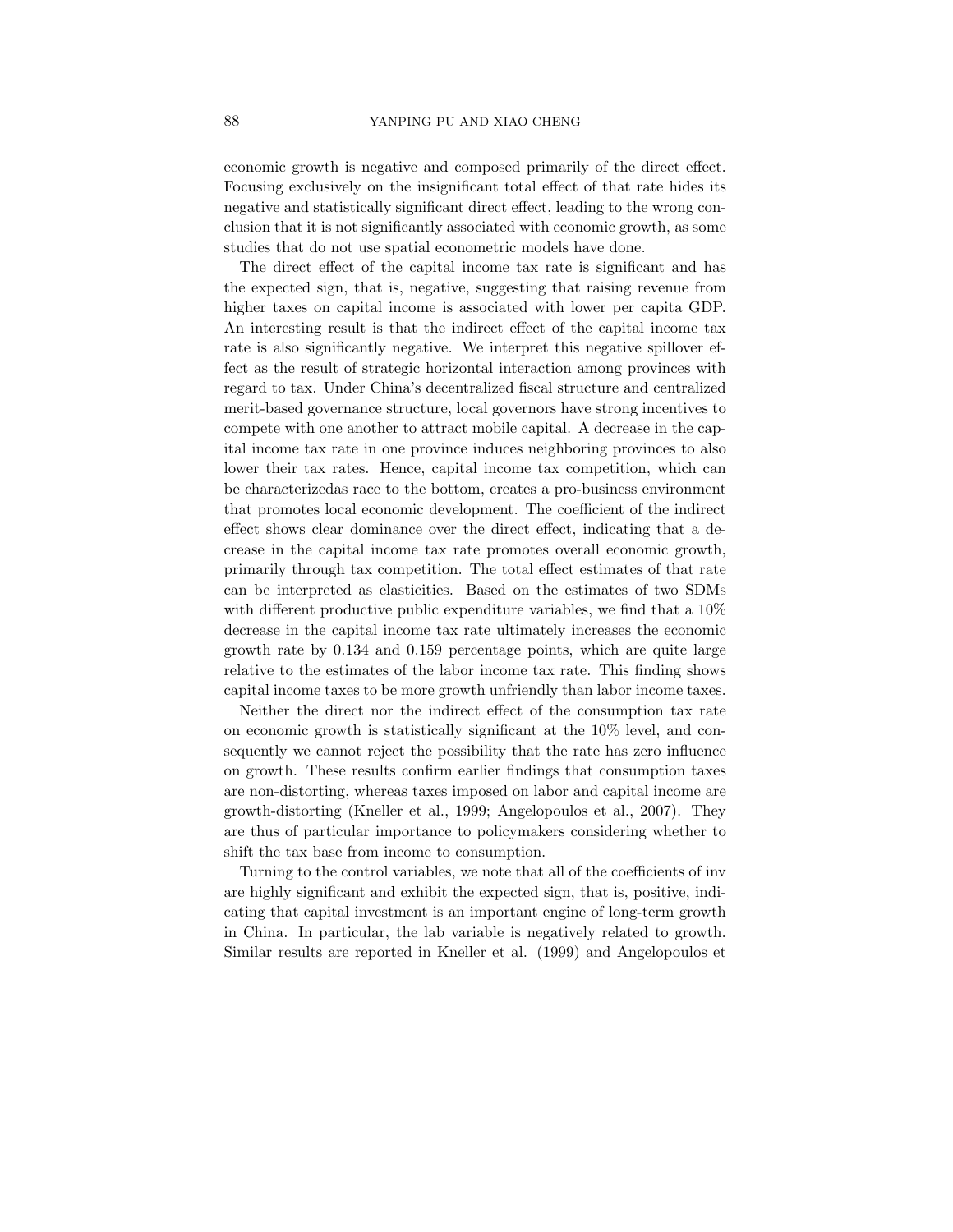economic growth is negative and composed primarily of the direct effect. Focusing exclusively on the insignificant total effect of that rate hides its negative and statistically significant direct effect, leading to the wrong conclusion that it is not significantly associated with economic growth, as some studies that do not use spatial econometric models have done.

The direct effect of the capital income tax rate is significant and has the expected sign, that is, negative, suggesting that raising revenue from higher taxes on capital income is associated with lower per capita GDP. An interesting result is that the indirect effect of the capital income tax rate is also significantly negative. We interpret this negative spillover effect as the result of strategic horizontal interaction among provinces with regard to tax. Under China's decentralized fiscal structure and centralized merit-based governance structure, local governors have strong incentives to compete with one another to attract mobile capital. A decrease in the capital income tax rate in one province induces neighboring provinces to also lower their tax rates. Hence, capital income tax competition, which can be characterizedas race to the bottom, creates a pro-business environment that promotes local economic development. The coefficient of the indirect effect shows clear dominance over the direct effect, indicating that a decrease in the capital income tax rate promotes overall economic growth, primarily through tax competition. The total effect estimates of that rate can be interpreted as elasticities. Based on the estimates of two SDMs with different productive public expenditure variables, we find that a 10% decrease in the capital income tax rate ultimately increases the economic growth rate by 0.134 and 0.159 percentage points, which are quite large relative to the estimates of the labor income tax rate. This finding shows capital income taxes to be more growth unfriendly than labor income taxes.

Neither the direct nor the indirect effect of the consumption tax rate on economic growth is statistically significant at the 10% level, and consequently we cannot reject the possibility that the rate has zero influence on growth. These results confirm earlier findings that consumption taxes are non-distorting, whereas taxes imposed on labor and capital income are growth-distorting (Kneller et al., 1999; Angelopoulos et al., 2007). They are thus of particular importance to policymakers considering whether to shift the tax base from income to consumption.

Turning to the control variables, we note that all of the coefficients of inv are highly significant and exhibit the expected sign, that is, positive, indicating that capital investment is an important engine of long-term growth in China. In particular, the lab variable is negatively related to growth. Similar results are reported in Kneller et al. (1999) and Angelopoulos et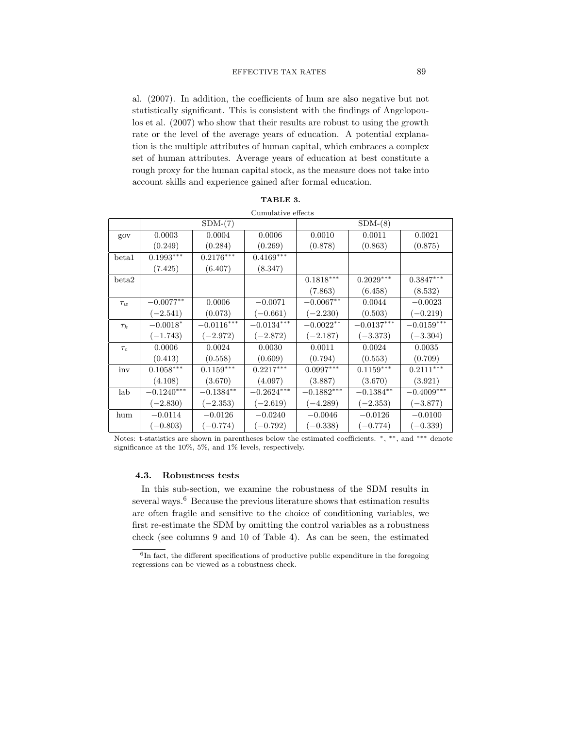al. (2007). In addition, the coefficients of hum are also negative but not statistically significant. This is consistent with the findings of Angelopoulos et al. (2007) who show that their results are robust to using the growth rate or the level of the average years of education. A potential explanation is the multiple attributes of human capital, which embraces a complex set of human attributes. Average years of education at best constitute a rough proxy for the human capital stock, as the measure does not take into account skills and experience gained after formal education.

**TABLE 3.**

Cumulative effects

| | SDM-(7) | | | SDM-(8) | | |
|---|---|---|---|---|---|---|
| gov | 0.0003 | 0.0004 | 0.0006 | 0.0010 | 0.0011 | 0.0021 |
| | (0.249) | (0.284) | (0.269) | (0.878) | (0.863) | (0.875) |
| beta1 | 0.1993*** | 0.2176*** | 0.4169*** | | | |
| | (7.425) | (6.407) | (8.347) | | | |
| beta2 | | | | 0.1818*** | 0.2029*** | 0.3847*** |
| | | | | (7.863) | (6.458) | (8.532) |
| $\tau_w$ | −0.0077** | 0.0006 | −0.0071 | −0.0067** | 0.0044 | −0.0023 |
| | (−2.541) | (0.073) | (−0.661) | (−2.230) | (0.503) | (−0.219) |
| $\tau_k$ | −0.0018* | −0.0116*** | −0.0134*** | −0.0022** | −0.0137*** | −0.0159*** |
| | (−1.743) | (−2.972) | (−2.872) | (−2.187) | (−3.373) | (−3.304) |
| $\tau_c$ | 0.0006 | 0.0024 | 0.0030 | 0.0011 | 0.0024 | 0.0035 |
| | (0.413) | (0.558) | (0.609) | (0.794) | (0.553) | (0.709) |
| inv | 0.1058*** | 0.1159*** | 0.2217*** | 0.0997*** | 0.1159*** | 0.2111*** |
| | (4.108) | (3.670) | (4.097) | (3.887) | (3.670) | (3.921) |
| lab | −0.1240*** | −0.1384** | −0.2624*** | −0.1882*** | −0.1384** | −0.4009*** |
| | (−2.830) | (−2.353) | (−2.619) | (−4.289) | (−2.353) | (−3.877) |
| hum | −0.0114 | −0.0126 | −0.0240 | −0.0046 | −0.0126 | −0.0100 |
| | (−0.803) | (−0.774) | (−0.792) | (−0.338) | (−0.774) | (−0.339) |

Notes: t-statistics are shown in parentheses below the estimated coefficients. *, **, and *** denote significance at the 10%, 5%, and 1% levels, respectively.

### 4.3. Robustness tests

In this sub-section, we examine the robustness of the SDM results in several ways.[6] Because the previous literature shows that estimation results are often fragile and sensitive to the choice of conditioning variables, we first re-estimate the SDM by omitting the control variables as a robustness check (see columns 9 and 10 of Table 4). As can be seen, the estimated

[6]In fact, the different specifications of productive public expenditure in the foregoing regressions can be viewed as a robustness check.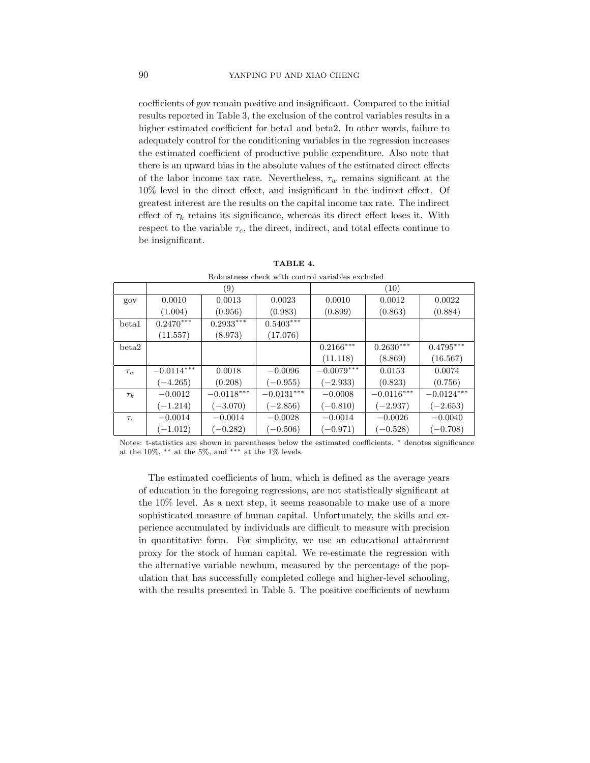coefficients of gov remain positive and insignificant. Compared to the initial results reported in Table 3, the exclusion of the control variables results in a higher estimated coefficient for beta1 and beta2. In other words, failure to adequately control for the conditioning variables in the regression increases the estimated coefficient of productive public expenditure. Also note that there is an upward bias in the absolute values of the estimated direct effects of the labor income tax rate. Nevertheless, $\tau_w$ remains significant at the 10% level in the direct effect, and insignificant in the indirect effect. Of greatest interest are the results on the capital income tax rate. The indirect effect of $\tau_k$ retains its significance, whereas its direct effect loses it. With respect to the variable $\tau_c$, the direct, indirect, and total effects continue to be insignificant.

**TABLE 4.**

Robustness check with control variables excluded

| | (9) | | | (10) | | |
|---|---|---|---|---|---|---|
| gov | 0.0010 | 0.0013 | 0.0023 | 0.0010 | 0.0012 | 0.0022 |
| | (1.004) | (0.956) | (0.983) | (0.899) | (0.863) | (0.884) |
| beta1 | $0.2470^{***}$ | $0.2933^{***}$ | $0.5403^{***}$ | | | |
| | (11.557) | (8.973) | (17.076) | | | |
| beta2 | | | | $0.2166^{***}$ | $0.2630^{***}$ | $0.4795^{***}$ |
| | | | | (11.118) | (8.869) | (16.567) |
| $\tau_w$ | $-0.0114^{***}$ | 0.0018 | $-0.0096$ | $-0.0079^{***}$ | 0.0153 | 0.0074 |
| | $(-4.265)$ | (0.208) | $(-0.955)$ | $(-2.933)$ | (0.823) | (0.756) |
| $\tau_k$ | $-0.0012$ | $-0.0118^{***}$ | $-0.0131^{***}$ | $-0.0008$ | $-0.0116^{***}$ | $-0.0124^{***}$ |
| | $(-1.214)$ | $(-3.070)$ | $(-2.856)$ | $(-0.810)$ | $(-2.937)$ | $(-2.653)$ |
| $\tau_c$ | $-0.0014$ | $-0.0014$ | $-0.0028$ | $-0.0014$ | $-0.0026$ | $-0.0040$ |
| | $(-1.012)$ | $(-0.282)$ | $(-0.506)$ | $(-0.971)$ | $(-0.528)$ | $(-0.708)$ |

Notes: t-statistics are shown in parentheses below the estimated coefficients. * denotes significance at the 10%, ** at the 5%, and *** at the 1% levels.

The estimated coefficients of hum, which is defined as the average years of education in the foregoing regressions, are not statistically significant at the 10% level. As a next step, it seems reasonable to make use of a more sophisticated measure of human capital. Unfortunately, the skills and experience accumulated by individuals are difficult to measure with precision in quantitative form. For simplicity, we use an educational attainment proxy for the stock of human capital. We re-estimate the regression with the alternative variable newhum, measured by the percentage of the population that has successfully completed college and higher-level schooling, with the results presented in Table 5. The positive coefficients of newhum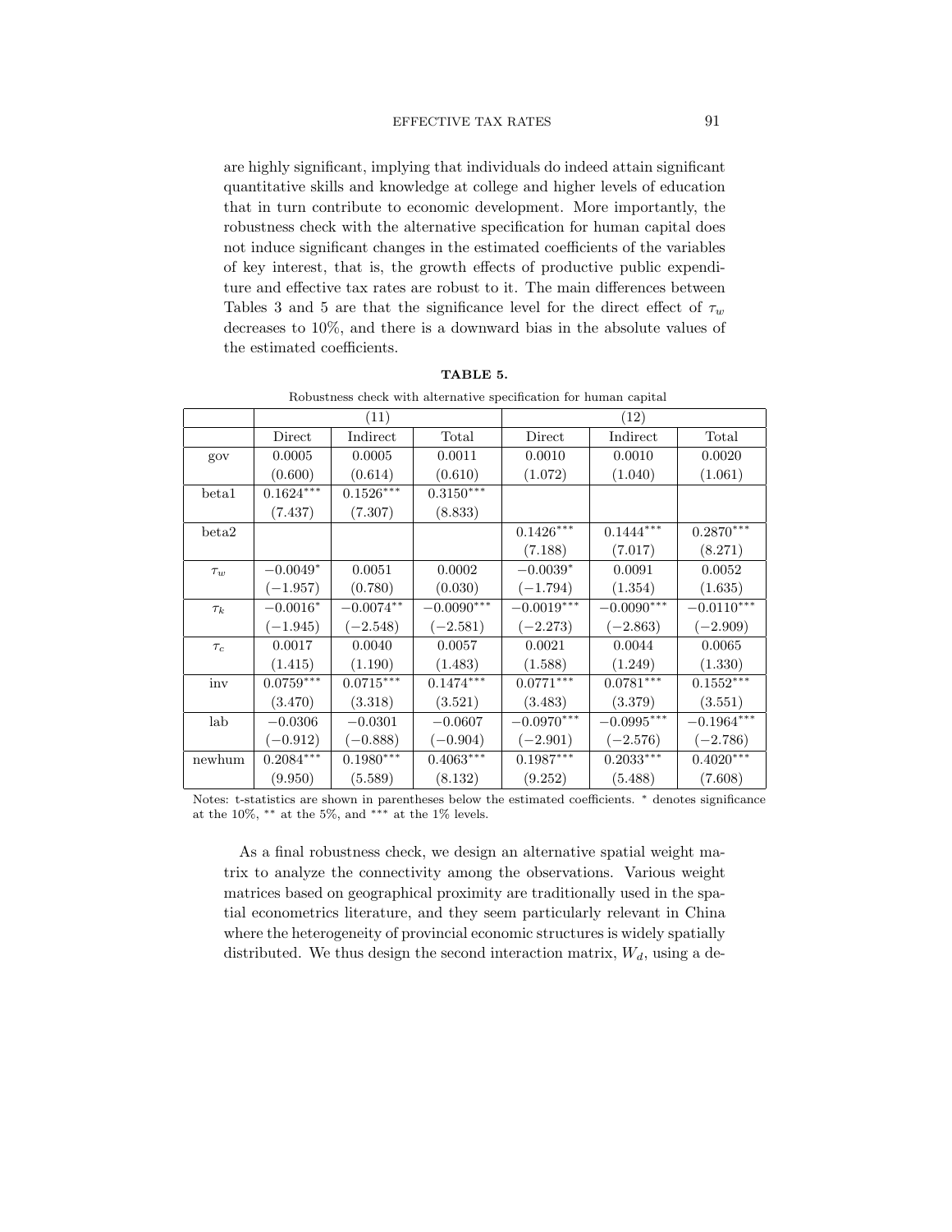are highly significant, implying that individuals do indeed attain significant quantitative skills and knowledge at college and higher levels of education that in turn contribute to economic development. More importantly, the robustness check with the alternative specification for human capital does not induce significant changes in the estimated coefficients of the variables of key interest, that is, the growth effects of productive public expenditure and effective tax rates are robust to it. The main differences between Tables 3 and 5 are that the significance level for the direct effect of $\tau_w$ decreases to 10%, and there is a downward bias in the absolute values of the estimated coefficients.

**TABLE 5.**

Robustness check with alternative specification for human capital

| | (11) | | | (12) | | |
|---|---|---|---|---|---|---|
| | Direct | Indirect | Total | Direct | Indirect | Total |
| gov | 0.0005 | 0.0005 | 0.0011 | 0.0010 | 0.0010 | 0.0020 |
| | (0.600) | (0.614) | (0.610) | (1.072) | (1.040) | (1.061) |
| beta1 | $0.1624^{***}$ | $0.1526^{***}$ | $0.3150^{***}$ | | | |
| | (7.437) | (7.307) | (8.833) | | | |
| beta2 | | | | $0.1426^{***}$ | $0.1444^{***}$ | $0.2870^{***}$ |
| | | | | (7.188) | (7.017) | (8.271) |
| $\tau_w$ | $-0.0049^{*}$ | 0.0051 | 0.0002 | $-0.0039^{*}$ | 0.0091 | 0.0052 |
| | (−1.957) | (0.780) | (0.030) | (−1.794) | (1.354) | (1.635) |
| $\tau_k$ | $-0.0016^{*}$ | $-0.0074^{**}$ | $-0.0090^{***}$ | $-0.0019^{***}$ | $-0.0090^{***}$ | $-0.0110^{***}$ |
| | (−1.945) | (−2.548) | (−2.581) | (−2.273) | (−2.863) | (−2.909) |
| $\tau_c$ | 0.0017 | 0.0040 | 0.0057 | 0.0021 | 0.0044 | 0.0065 |
| | (1.415) | (1.190) | (1.483) | (1.588) | (1.249) | (1.330) |
| inv | $0.0759^{***}$ | $0.0715^{***}$ | $0.1474^{***}$ | $0.0771^{***}$ | $0.0781^{***}$ | $0.1552^{***}$ |
| | (3.470) | (3.318) | (3.521) | (3.483) | (3.379) | (3.551) |
| lab | −0.0306 | −0.0301 | −0.0607 | $-0.0970^{***}$ | $-0.0995^{***}$ | $-0.1964^{***}$ |
| | (−0.912) | (−0.888) | (−0.904) | (−2.901) | (−2.576) | (−2.786) |
| newhum | $0.2084^{***}$ | $0.1980^{***}$ | $0.4063^{***}$ | $0.1987^{***}$ | $0.2033^{***}$ | $0.4020^{***}$ |
| | (9.950) | (5.589) | (8.132) | (9.252) | (5.488) | (7.608) |

Notes: t-statistics are shown in parentheses below the estimated coefficients. * denotes significance at the 10%, ** at the 5%, and *** at the 1% levels.

As a final robustness check, we design an alternative spatial weight matrix to analyze the connectivity among the observations. Various weight matrices based on geographical proximity are traditionally used in the spatial econometrics literature, and they seem particularly relevant in China where the heterogeneity of provincial economic structures is widely spatially distributed. We thus design the second interaction matrix, $W_d$, using a de-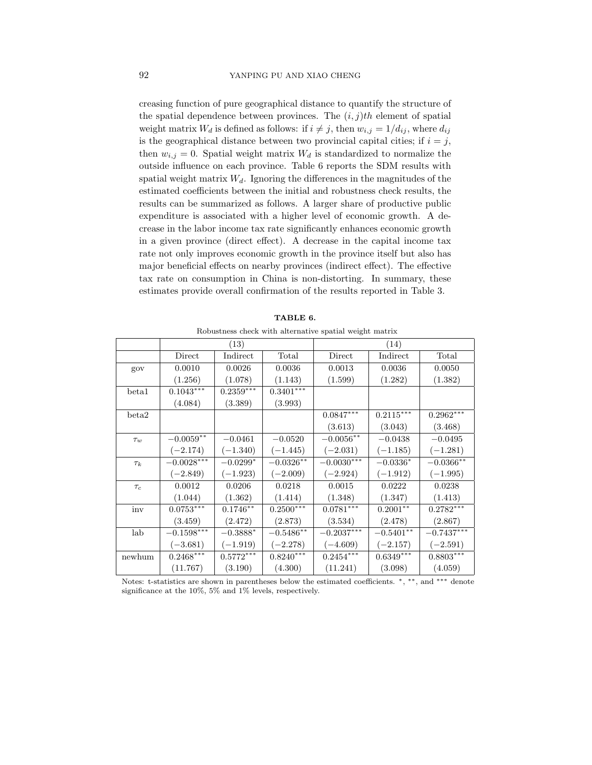creasing function of pure geographical distance to quantify the structure of the spatial dependence between provinces. The $(i, j)th$ element of spatial weight matrix $W_d$ is defined as follows: if $i \neq j$, then $w_{i,j} = 1/d_{ij}$, where $d_{ij}$ is the geographical distance between two provincial capital cities; if $i = j$, then $w_{i,j} = 0$. Spatial weight matrix $W_d$ is standardized to normalize the outside influence on each province. Table 6 reports the SDM results with spatial weight matrix $W_d$. Ignoring the differences in the magnitudes of the estimated coefficients between the initial and robustness check results, the results can be summarized as follows. A larger share of productive public expenditure is associated with a higher level of economic growth. A decrease in the labor income tax rate significantly enhances economic growth in a given province (direct effect). A decrease in the capital income tax rate not only improves economic growth in the province itself but also has major beneficial effects on nearby provinces (indirect effect). The effective tax rate on consumption in China is non-distorting. In summary, these estimates provide overall confirmation of the results reported in Table 3.

**TABLE 6.**

Robustness check with alternative spatial weight matrix

| | (13) | | | (14) | | |
|---|---|---|---|---|---|---|
| | Direct | Indirect | Total | Direct | Indirect | Total |
| gov | 0.0010 | 0.0026 | 0.0036 | 0.0013 | 0.0036 | 0.0050 |
| | (1.256) | (1.078) | (1.143) | (1.599) | (1.282) | (1.382) |
| beta1 | $0.1043^{***}$ | $0.2359^{***}$ | $0.3401^{***}$ | | | |
| | (4.084) | (3.389) | (3.993) | | | |
| beta2 | | | | $0.0847^{***}$ | $0.2115^{***}$ | $0.2962^{***}$ |
| | | | | (3.613) | (3.043) | (3.468) |
| $\tau_w$ | $-0.0059^{**}$ | $-0.0461$ | $-0.0520$ | $-0.0056^{**}$ | $-0.0438$ | $-0.0495$ |
| | $(-2.174)$ | $(-1.340)$ | $(-1.445)$ | $(-2.031)$ | $(-1.185)$ | $(-1.281)$ |
| $\tau_k$ | $-0.0028^{***}$ | $-0.0299^{*}$ | $-0.0326^{**}$ | $-0.0030^{***}$ | $-0.0336^{*}$ | $-0.0366^{**}$ |
| | $(-2.849)$ | $(-1.923)$ | $(-2.009)$ | $(-2.924)$ | $(-1.912)$ | $(-1.995)$ |
| $\tau_c$ | 0.0012 | 0.0206 | 0.0218 | 0.0015 | 0.0222 | 0.0238 |
| | (1.044) | (1.362) | (1.414) | (1.348) | (1.347) | (1.413) |
| inv | $0.0753^{***}$ | $0.1746^{**}$ | $0.2500^{***}$ | $0.0781^{***}$ | $0.2001^{**}$ | $0.2782^{***}$ |
| | (3.459) | (2.472) | (2.873) | (3.534) | (2.478) | (2.867) |
| lab | $-0.1598^{***}$ | $-0.3888^{*}$ | $-0.5486^{**}$ | $-0.2037^{***}$ | $-0.5401^{**}$ | $-0.7437^{***}$ |
| | $(-3.681)$ | $(-1.919)$ | $(-2.278)$ | $(-4.609)$ | $(-2.157)$ | $(-2.591)$ |
| newhum | $0.2468^{***}$ | $0.5772^{***}$ | $0.8240^{***}$ | $0.2454^{***}$ | $0.6349^{***}$ | $0.8803^{***}$ |
| | (11.767) | (3.190) | (4.300) | (11.241) | (3.098) | (4.059) |

Notes: t-statistics are shown in parentheses below the estimated coefficients. *, **, and *** denote significance at the 10%, 5% and 1% levels, respectively.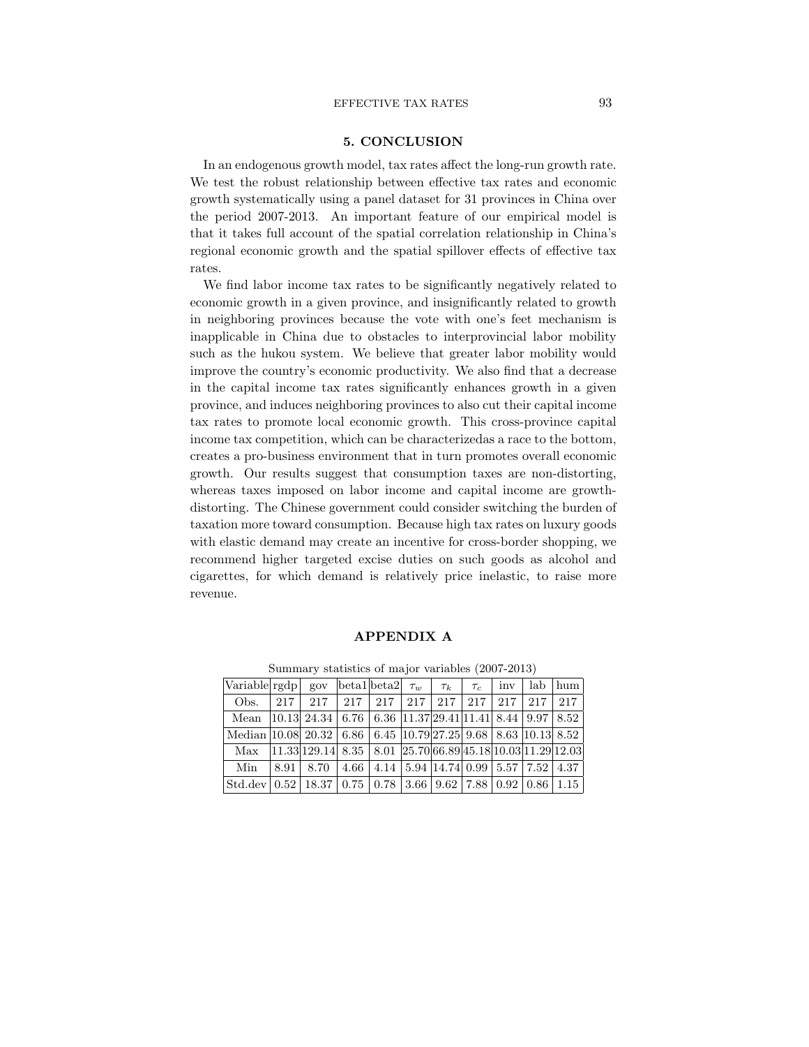## 5. CONCLUSION

In an endogenous growth model, tax rates affect the long-run growth rate. We test the robust relationship between effective tax rates and economic growth systematically using a panel dataset for 31 provinces in China over the period 2007-2013. An important feature of our empirical model is that it takes full account of the spatial correlation relationship in China's regional economic growth and the spatial spillover effects of effective tax rates.

We find labor income tax rates to be significantly negatively related to economic growth in a given province, and insignificantly related to growth in neighboring provinces because the vote with one's feet mechanism is inapplicable in China due to obstacles to interprovincial labor mobility such as the hukou system. We believe that greater labor mobility would improve the country's economic productivity. We also find that a decrease in the capital income tax rates significantly enhances growth in a given province, and induces neighboring provinces to also cut their capital income tax rates to promote local economic growth. This cross-province capital income tax competition, which can be characterizedas a race to the bottom, creates a pro-business environment that in turn promotes overall economic growth. Our results suggest that consumption taxes are non-distorting, whereas taxes imposed on labor income and capital income are growth-distorting. The Chinese government could consider switching the burden of taxation more toward consumption. Because high tax rates on luxury goods with elastic demand may create an incentive for cross-border shopping, we recommend higher targeted excise duties on such goods as alcohol and cigarettes, for which demand is relatively price inelastic, to raise more revenue.

## APPENDIX A

Summary statistics of major variables (2007-2013)

| Variable | rgdp | gov | beta1 | beta2 | $\tau_w$ | $\tau_k$ | $\tau_c$ | inv | lab | hum |
|---|---|---|---|---|---|---|---|---|---|---|
| Obs. | 217 | 217 | 217 | 217 | 217 | 217 | 217 | 217 | 217 | 217 |
| Mean | 10.13 | 24.34 | 6.76 | 6.36 | 11.37 | 29.41 | 11.41 | 8.44 | 9.97 | 8.52 |
| Median | 10.08 | 20.32 | 6.86 | 6.45 | 10.79 | 27.25 | 9.68 | 8.63 | 10.13 | 8.52 |
| Max | 11.33 | 129.14 | 8.35 | 8.01 | 25.70 | 66.89 | 45.18 | 10.03 | 11.29 | 12.03 |
| Min | 8.91 | 8.70 | 4.66 | 4.14 | 5.94 | 14.74 | 0.99 | 5.57 | 7.52 | 4.37 |
| Std.dev | 0.52 | 18.37 | 0.75 | 0.78 | 3.66 | 9.62 | 7.88 | 0.92 | 0.86 | 1.15 |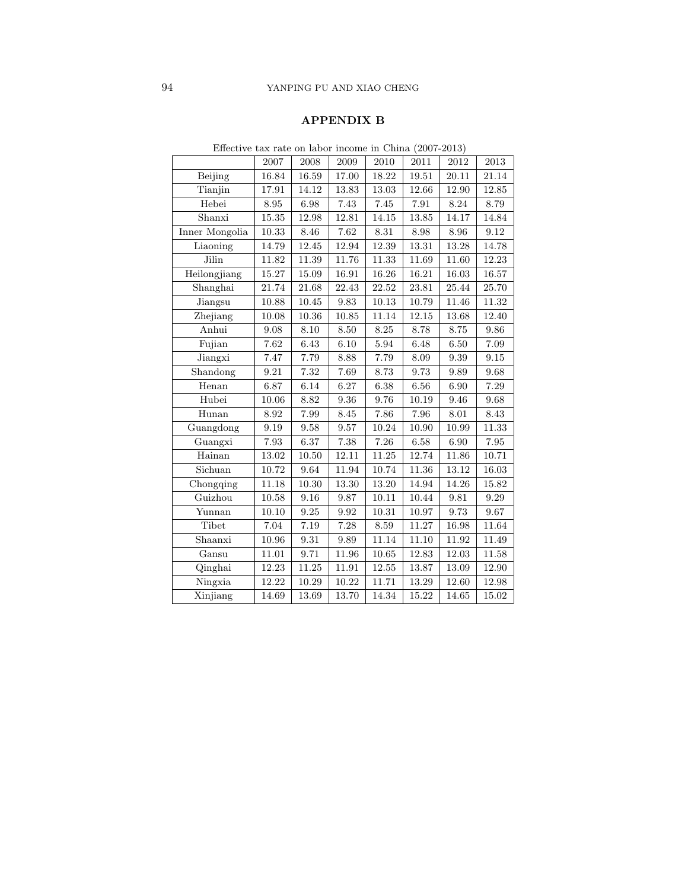## APPENDIX B

Effective tax rate on labor income in China (2007-2013)

| | 2007 | 2008 | 2009 | 2010 | 2011 | 2012 | 2013 |
|---|---|---|---|---|---|---|---|
| Beijing | 16.84 | 16.59 | 17.00 | 18.22 | 19.51 | 20.11 | 21.14 |
| Tianjin | 17.91 | 14.12 | 13.83 | 13.03 | 12.66 | 12.90 | 12.85 |
| Hebei | 8.95 | 6.98 | 7.43 | 7.45 | 7.91 | 8.24 | 8.79 |
| Shanxi | 15.35 | 12.98 | 12.81 | 14.15 | 13.85 | 14.17 | 14.84 |
| Inner Mongolia | 10.33 | 8.46 | 7.62 | 8.31 | 8.98 | 8.96 | 9.12 |
| Liaoning | 14.79 | 12.45 | 12.94 | 12.39 | 13.31 | 13.28 | 14.78 |
| Jilin | 11.82 | 11.39 | 11.76 | 11.33 | 11.69 | 11.60 | 12.23 |
| Heilongjiang | 15.27 | 15.09 | 16.91 | 16.26 | 16.21 | 16.03 | 16.57 |
| Shanghai | 21.74 | 21.68 | 22.43 | 22.52 | 23.81 | 25.44 | 25.70 |
| Jiangsu | 10.88 | 10.45 | 9.83 | 10.13 | 10.79 | 11.46 | 11.32 |
| Zhejiang | 10.08 | 10.36 | 10.85 | 11.14 | 12.15 | 13.68 | 12.40 |
| Anhui | 9.08 | 8.10 | 8.50 | 8.25 | 8.78 | 8.75 | 9.86 |
| Fujian | 7.62 | 6.43 | 6.10 | 5.94 | 6.48 | 6.50 | 7.09 |
| Jiangxi | 7.47 | 7.79 | 8.88 | 7.79 | 8.09 | 9.39 | 9.15 |
| Shandong | 9.21 | 7.32 | 7.69 | 8.73 | 9.73 | 9.89 | 9.68 |
| Henan | 6.87 | 6.14 | 6.27 | 6.38 | 6.56 | 6.90 | 7.29 |
| Hubei | 10.06 | 8.82 | 9.36 | 9.76 | 10.19 | 9.46 | 9.68 |
| Hunan | 8.92 | 7.99 | 8.45 | 7.86 | 7.96 | 8.01 | 8.43 |
| Guangdong | 9.19 | 9.58 | 9.57 | 10.24 | 10.90 | 10.99 | 11.33 |
| Guangxi | 7.93 | 6.37 | 7.38 | 7.26 | 6.58 | 6.90 | 7.95 |
| Hainan | 13.02 | 10.50 | 12.11 | 11.25 | 12.74 | 11.86 | 10.71 |
| Sichuan | 10.72 | 9.64 | 11.94 | 10.74 | 11.36 | 13.12 | 16.03 |
| Chongqing | 11.18 | 10.30 | 13.30 | 13.20 | 14.94 | 14.26 | 15.82 |
| Guizhou | 10.58 | 9.16 | 9.87 | 10.11 | 10.44 | 9.81 | 9.29 |
| Yunnan | 10.10 | 9.25 | 9.92 | 10.31 | 10.97 | 9.73 | 9.67 |
| Tibet | 7.04 | 7.19 | 7.28 | 8.59 | 11.27 | 16.98 | 11.64 |
| Shaanxi | 10.96 | 9.31 | 9.89 | 11.14 | 11.10 | 11.92 | 11.49 |
| Gansu | 11.01 | 9.71 | 11.96 | 10.65 | 12.83 | 12.03 | 11.58 |
| Qinghai | 12.23 | 11.25 | 11.91 | 12.55 | 13.87 | 13.09 | 12.90 |
| Ningxia | 12.22 | 10.29 | 10.22 | 11.71 | 13.29 | 12.60 | 12.98 |
| Xinjiang | 14.69 | 13.69 | 13.70 | 14.34 | 15.22 | 14.65 | 15.02 |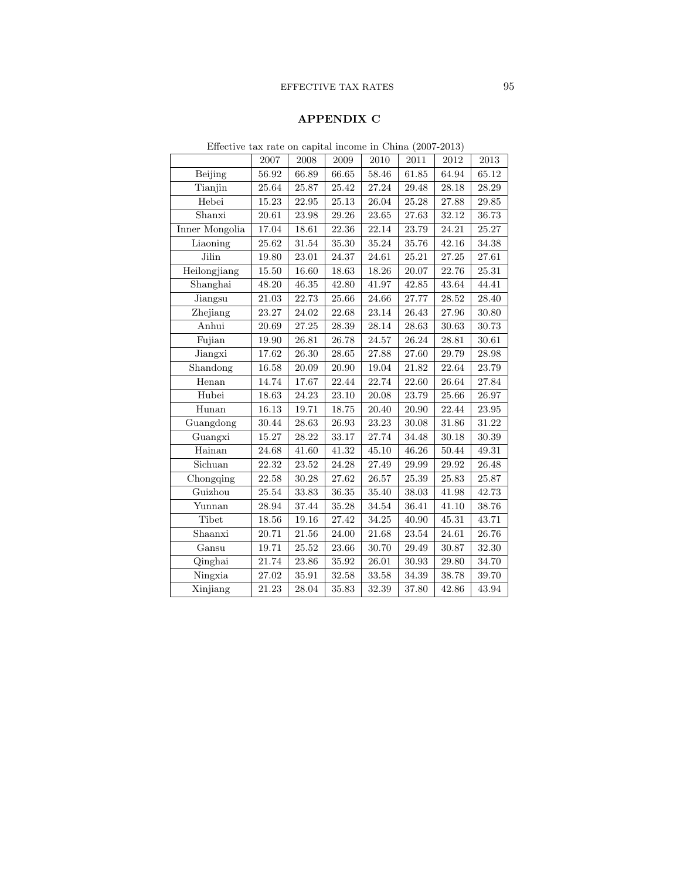## APPENDIX C

Effective tax rate on capital income in China (2007-2013)

| | 2007 | 2008 | 2009 | 2010 | 2011 | 2012 | 2013 |
|---|---|---|---|---|---|---|---|
| Beijing | 56.92 | 66.89 | 66.65 | 58.46 | 61.85 | 64.94 | 65.12 |
| Tianjin | 25.64 | 25.87 | 25.42 | 27.24 | 29.48 | 28.18 | 28.29 |
| Hebei | 15.23 | 22.95 | 25.13 | 26.04 | 25.28 | 27.88 | 29.85 |
| Shanxi | 20.61 | 23.98 | 29.26 | 23.65 | 27.63 | 32.12 | 36.73 |
| Inner Mongolia | 17.04 | 18.61 | 22.36 | 22.14 | 23.79 | 24.21 | 25.27 |
| Liaoning | 25.62 | 31.54 | 35.30 | 35.24 | 35.76 | 42.16 | 34.38 |
| Jilin | 19.80 | 23.01 | 24.37 | 24.61 | 25.21 | 27.25 | 27.61 |
| Heilongjiang | 15.50 | 16.60 | 18.63 | 18.26 | 20.07 | 22.76 | 25.31 |
| Shanghai | 48.20 | 46.35 | 42.80 | 41.97 | 42.85 | 43.64 | 44.41 |
| Jiangsu | 21.03 | 22.73 | 25.66 | 24.66 | 27.77 | 28.52 | 28.40 |
| Zhejiang | 23.27 | 24.02 | 22.68 | 23.14 | 26.43 | 27.96 | 30.80 |
| Anhui | 20.69 | 27.25 | 28.39 | 28.14 | 28.63 | 30.63 | 30.73 |
| Fujian | 19.90 | 26.81 | 26.78 | 24.57 | 26.24 | 28.81 | 30.61 |
| Jiangxi | 17.62 | 26.30 | 28.65 | 27.88 | 27.60 | 29.79 | 28.98 |
| Shandong | 16.58 | 20.09 | 20.90 | 19.04 | 21.82 | 22.64 | 23.79 |
| Henan | 14.74 | 17.67 | 22.44 | 22.74 | 22.60 | 26.64 | 27.84 |
| Hubei | 18.63 | 24.23 | 23.10 | 20.08 | 23.79 | 25.66 | 26.97 |
| Hunan | 16.13 | 19.71 | 18.75 | 20.40 | 20.90 | 22.44 | 23.95 |
| Guangdong | 30.44 | 28.63 | 26.93 | 23.23 | 30.08 | 31.86 | 31.22 |
| Guangxi | 15.27 | 28.22 | 33.17 | 27.74 | 34.48 | 30.18 | 30.39 |
| Hainan | 24.68 | 41.60 | 41.32 | 45.10 | 46.26 | 50.44 | 49.31 |
| Sichuan | 22.32 | 23.52 | 24.28 | 27.49 | 29.99 | 29.92 | 26.48 |
| Chongqing | 22.58 | 30.28 | 27.62 | 26.57 | 25.39 | 25.83 | 25.87 |
| Guizhou | 25.54 | 33.83 | 36.35 | 35.40 | 38.03 | 41.98 | 42.73 |
| Yunnan | 28.94 | 37.44 | 35.28 | 34.54 | 36.41 | 41.10 | 38.76 |
| Tibet | 18.56 | 19.16 | 27.42 | 34.25 | 40.90 | 45.31 | 43.71 |
| Shaanxi | 20.71 | 21.56 | 24.00 | 21.68 | 23.54 | 24.61 | 26.76 |
| Gansu | 19.71 | 25.52 | 23.66 | 30.70 | 29.49 | 30.87 | 32.30 |
| Qinghai | 21.74 | 23.86 | 35.92 | 26.01 | 30.93 | 29.80 | 34.70 |
| Ningxia | 27.02 | 35.91 | 32.58 | 33.58 | 34.39 | 38.78 | 39.70 |
| Xinjiang | 21.23 | 28.04 | 35.83 | 32.39 | 37.80 | 42.86 | 43.94 |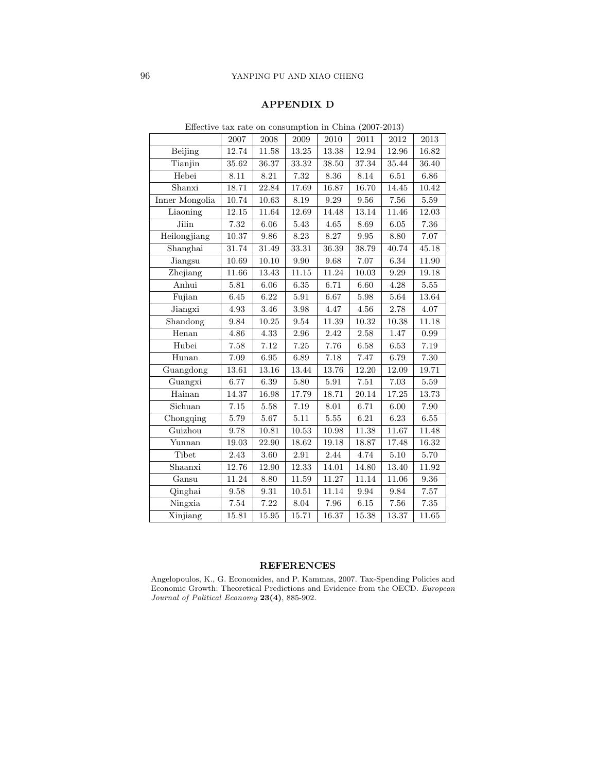## APPENDIX D

Effective tax rate on consumption in China (2007-2013)

| | 2007 | 2008 | 2009 | 2010 | 2011 | 2012 | 2013 |
|---|---|---|---|---|---|---|---|
| Beijing | 12.74 | 11.58 | 13.25 | 13.38 | 12.94 | 12.96 | 16.82 |
| Tianjin | 35.62 | 36.37 | 33.32 | 38.50 | 37.34 | 35.44 | 36.40 |
| Hebei | 8.11 | 8.21 | 7.32 | 8.36 | 8.14 | 6.51 | 6.86 |
| Shanxi | 18.71 | 22.84 | 17.69 | 16.87 | 16.70 | 14.45 | 10.42 |
| Inner Mongolia | 10.74 | 10.63 | 8.19 | 9.29 | 9.56 | 7.56 | 5.59 |
| Liaoning | 12.15 | 11.64 | 12.69 | 14.48 | 13.14 | 11.46 | 12.03 |
| Jilin | 7.32 | 6.06 | 5.43 | 4.65 | 8.69 | 6.05 | 7.36 |
| Heilongjiang | 10.37 | 9.86 | 8.23 | 8.27 | 9.95 | 8.80 | 7.07 |
| Shanghai | 31.74 | 31.49 | 33.31 | 36.39 | 38.79 | 40.74 | 45.18 |
| Jiangsu | 10.69 | 10.10 | 9.90 | 9.68 | 7.07 | 6.34 | 11.90 |
| Zhejiang | 11.66 | 13.43 | 11.15 | 11.24 | 10.03 | 9.29 | 19.18 |
| Anhui | 5.81 | 6.06 | 6.35 | 6.71 | 6.60 | 4.28 | 5.55 |
| Fujian | 6.45 | 6.22 | 5.91 | 6.67 | 5.98 | 5.64 | 13.64 |
| Jiangxi | 4.93 | 3.46 | 3.98 | 4.47 | 4.56 | 2.78 | 4.07 |
| Shandong | 9.84 | 10.25 | 9.54 | 11.39 | 10.32 | 10.38 | 11.18 |
| Henan | 4.86 | 4.33 | 2.96 | 2.42 | 2.58 | 1.47 | 0.99 |
| Hubei | 7.58 | 7.12 | 7.25 | 7.76 | 6.58 | 6.53 | 7.19 |
| Hunan | 7.09 | 6.95 | 6.89 | 7.18 | 7.47 | 6.79 | 7.30 |
| Guangdong | 13.61 | 13.16 | 13.44 | 13.76 | 12.20 | 12.09 | 19.71 |
| Guangxi | 6.77 | 6.39 | 5.80 | 5.91 | 7.51 | 7.03 | 5.59 |
| Hainan | 14.37 | 16.98 | 17.79 | 18.71 | 20.14 | 17.25 | 13.73 |
| Sichuan | 7.15 | 5.58 | 7.19 | 8.01 | 6.71 | 6.00 | 7.90 |
| Chongqing | 5.79 | 5.67 | 5.11 | 5.55 | 6.21 | 6.23 | 6.55 |
| Guizhou | 9.78 | 10.81 | 10.53 | 10.98 | 11.38 | 11.67 | 11.48 |
| Yunnan | 19.03 | 22.90 | 18.62 | 19.18 | 18.87 | 17.48 | 16.32 |
| Tibet | 2.43 | 3.60 | 2.91 | 2.44 | 4.74 | 5.10 | 5.70 |
| Shaanxi | 12.76 | 12.90 | 12.33 | 14.01 | 14.80 | 13.40 | 11.92 |
| Gansu | 11.24 | 8.80 | 11.59 | 11.27 | 11.14 | 11.06 | 9.36 |
| Qinghai | 9.58 | 9.31 | 10.51 | 11.14 | 9.94 | 9.84 | 7.57 |
| Ningxia | 7.54 | 7.22 | 8.04 | 7.96 | 6.15 | 7.56 | 7.35 |
| Xinjiang | 15.81 | 15.95 | 15.71 | 16.37 | 15.38 | 13.37 | 11.65 |

## REFERENCES

Angelopoulos, K., G. Economides, and P. Kammas, 2007. Tax-Spending Policies and Economic Growth: Theoretical Predictions and Evidence from the OECD. *European Journal of Political Economy* **23(4)**, 885-902.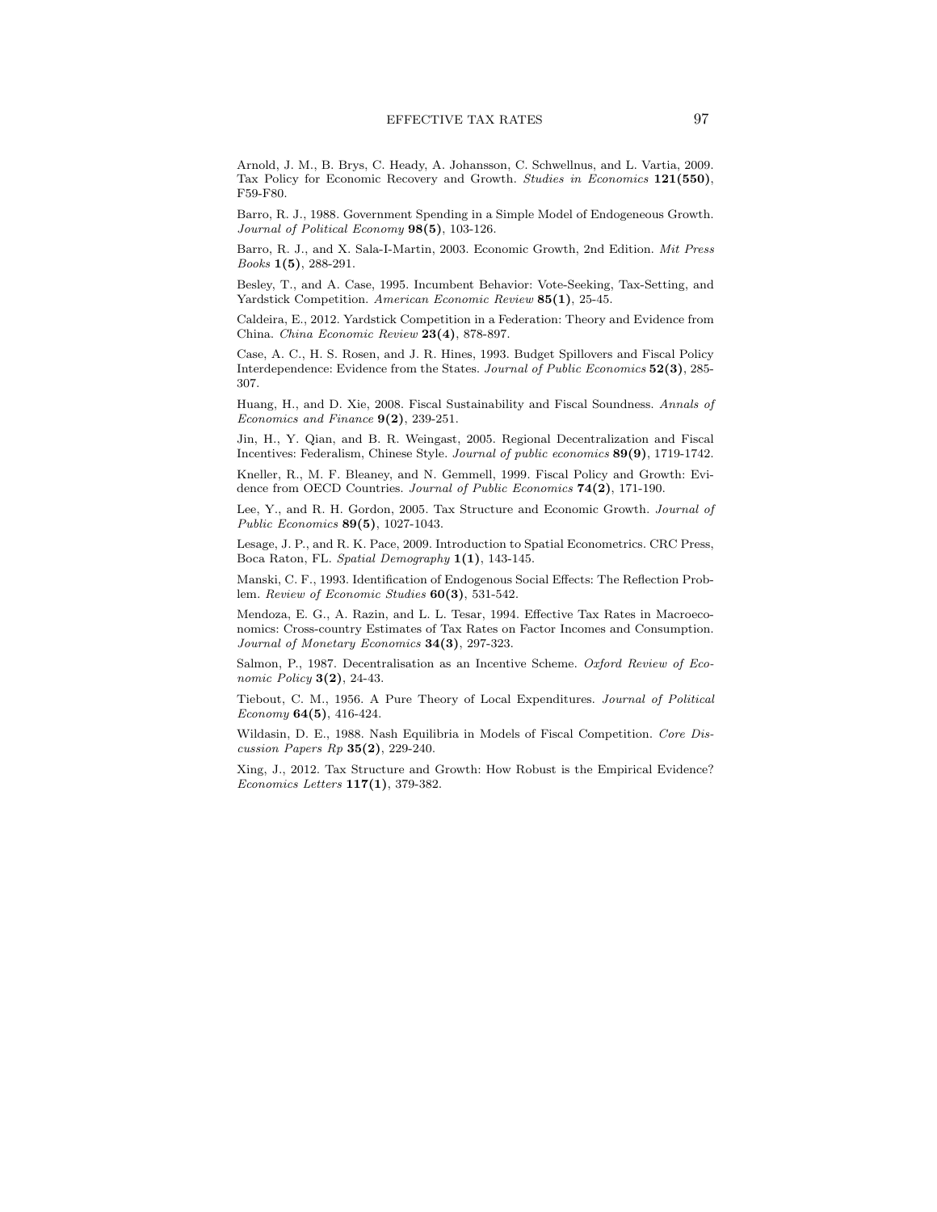Arnold, J. M., B. Brys, C. Heady, A. Johansson, C. Schwellnus, and L. Vartia, 2009. Tax Policy for Economic Recovery and Growth. *Studies in Economics* **121(550)**, F59-F80.

Barro, R. J., 1988. Government Spending in a Simple Model of Endogeneous Growth. *Journal of Political Economy* **98(5)**, 103-126.

Barro, R. J., and X. Sala-I-Martin, 2003. Economic Growth, 2nd Edition. *Mit Press Books* **1(5)**, 288-291.

Besley, T., and A. Case, 1995. Incumbent Behavior: Vote-Seeking, Tax-Setting, and Yardstick Competition. *American Economic Review* **85(1)**, 25-45.

Caldeira, E., 2012. Yardstick Competition in a Federation: Theory and Evidence from China. *China Economic Review* **23(4)**, 878-897.

Case, A. C., H. S. Rosen, and J. R. Hines, 1993. Budget Spillovers and Fiscal Policy Interdependence: Evidence from the States. *Journal of Public Economics* **52(3)**, 285-307.

Huang, H., and D. Xie, 2008. Fiscal Sustainability and Fiscal Soundness. *Annals of Economics and Finance* **9(2)**, 239-251.

Jin, H., Y. Qian, and B. R. Weingast, 2005. Regional Decentralization and Fiscal Incentives: Federalism, Chinese Style. *Journal of public economics* **89(9)**, 1719-1742.

Kneller, R., M. F. Bleaney, and N. Gemmell, 1999. Fiscal Policy and Growth: Evidence from OECD Countries. *Journal of Public Economics* **74(2)**, 171-190.

Lee, Y., and R. H. Gordon, 2005. Tax Structure and Economic Growth. *Journal of Public Economics* **89(5)**, 1027-1043.

Lesage, J. P., and R. K. Pace, 2009. Introduction to Spatial Econometrics. CRC Press, Boca Raton, FL. *Spatial Demography* **1(1)**, 143-145.

Manski, C. F., 1993. Identification of Endogenous Social Effects: The Reflection Problem. *Review of Economic Studies* **60(3)**, 531-542.

Mendoza, E. G., A. Razin, and L. L. Tesar, 1994. Effective Tax Rates in Macroeconomics: Cross-country Estimates of Tax Rates on Factor Incomes and Consumption. *Journal of Monetary Economics* **34(3)**, 297-323.

Salmon, P., 1987. Decentralisation as an Incentive Scheme. *Oxford Review of Economic Policy* **3(2)**, 24-43.

Tiebout, C. M., 1956. A Pure Theory of Local Expenditures. *Journal of Political Economy* **64(5)**, 416-424.

Wildasin, D. E., 1988. Nash Equilibria in Models of Fiscal Competition. *Core Discussion Papers Rp* **35(2)**, 229-240.

Xing, J., 2012. Tax Structure and Growth: How Robust is the Empirical Evidence? *Economics Letters* **117(1)**, 379-382.